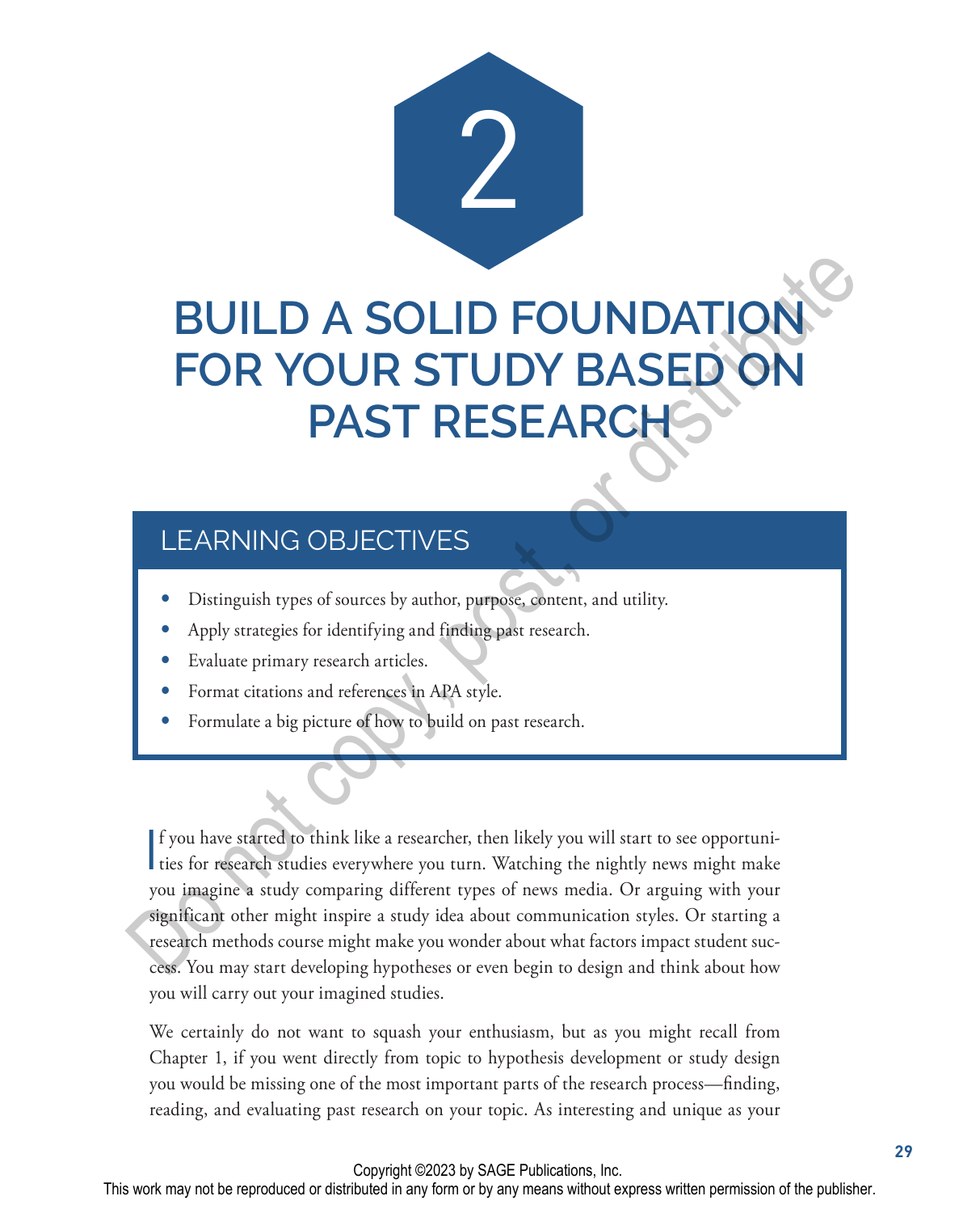# 2

# BUILD A SOLID FOUNDATION FOR YOUR STUDY BASED ON PAST RESEARCH

## LEARNING OBJECTIVES

- Distinguish types of sources by author, purpose, content, and utility.
- Apply strategies for identifying and finding past research.
- Evaluate primary research articles.
- Format citations and references in APA style.
- Formulate a big picture of how to build on past research.

If you have started to think like a researcher, then likely you will start to see opportunities for research studies everywhere you turn. Watching the nightly news might make you imagine a study comparing different types of news media. Or arguing with your significant other might inspire a study idea about communication styles. Or starting a research methods course might make you wonder about what factors impact student success. You may start developing hypotheses or even begin to design and think about how you will carry out your imagined studies.

We certainly do not want to squash your enthusiasm, but as you might recall from Chapter 1, if you went directly from topic to hypothesis development or study design you would be missing one of the most important parts of the research process—finding, reading, and evaluating past research on your topic. As interesting and unique as your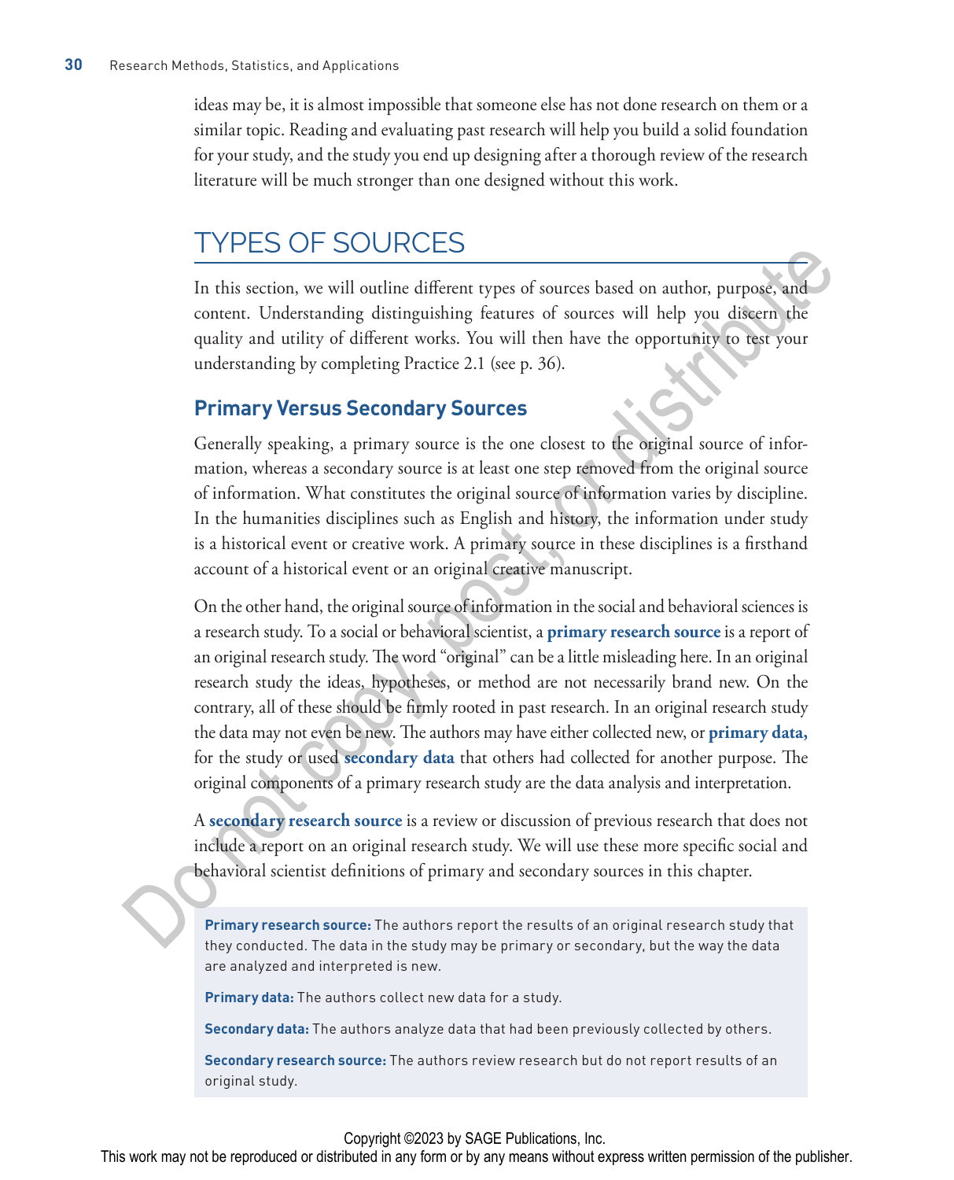ideas may be, it is almost impossible that someone else has not done research on them or a similar topic. Reading and evaluating past research will help you build a solid foundation for your study, and the study you end up designing after a thorough review of the research literature will be much stronger than one designed without this work.

## TYPES OF SOURCES

In this section, we will outline different types of sources based on author, purpose, and content. Understanding distinguishing features of sources will help you discern the quality and utility of different works. You will then have the opportunity to test your understanding by completing Practice 2.1 (see p. 36).

### Primary Versus Secondary Sources

Generally speaking, a primary source is the one closest to the original source of information, whereas a secondary source is at least one step removed from the original source of information. What constitutes the original source of information varies by discipline. In the humanities disciplines such as English and history, the information under study is a historical event or creative work. A primary source in these disciplines is a firsthand account of a historical event or an original creative manuscript.

On the other hand, the original source of information in the social and behavioral sciences is a research study. To a social or behavioral scientist, a **primary research source** is a report of an original research study. The word "original" can be a little misleading here. In an original research study the ideas, hypotheses, or method are not necessarily brand new. On the contrary, all of these should be firmly rooted in past research. In an original research study the data may not even be new. The authors may have either collected new, or **primary data,** for the study or used **secondary data** that others had collected for another purpose. The original components of a primary research study are the data analysis and interpretation.

A **secondary research source** is a review or discussion of previous research that does not include a report on an original research study. We will use these more specific social and behavioral scientist definitions of primary and secondary sources in this chapter.

**Primary research source:** The authors report the results of an original research study that they conducted. The data in the study may be primary or secondary, but the way the data are analyzed and interpreted is new.

**Primary data:** The authors collect new data for a study.

**Secondary data:** The authors analyze data that had been previously collected by others.

**Secondary research source:** The authors review research but do not report results of an original study.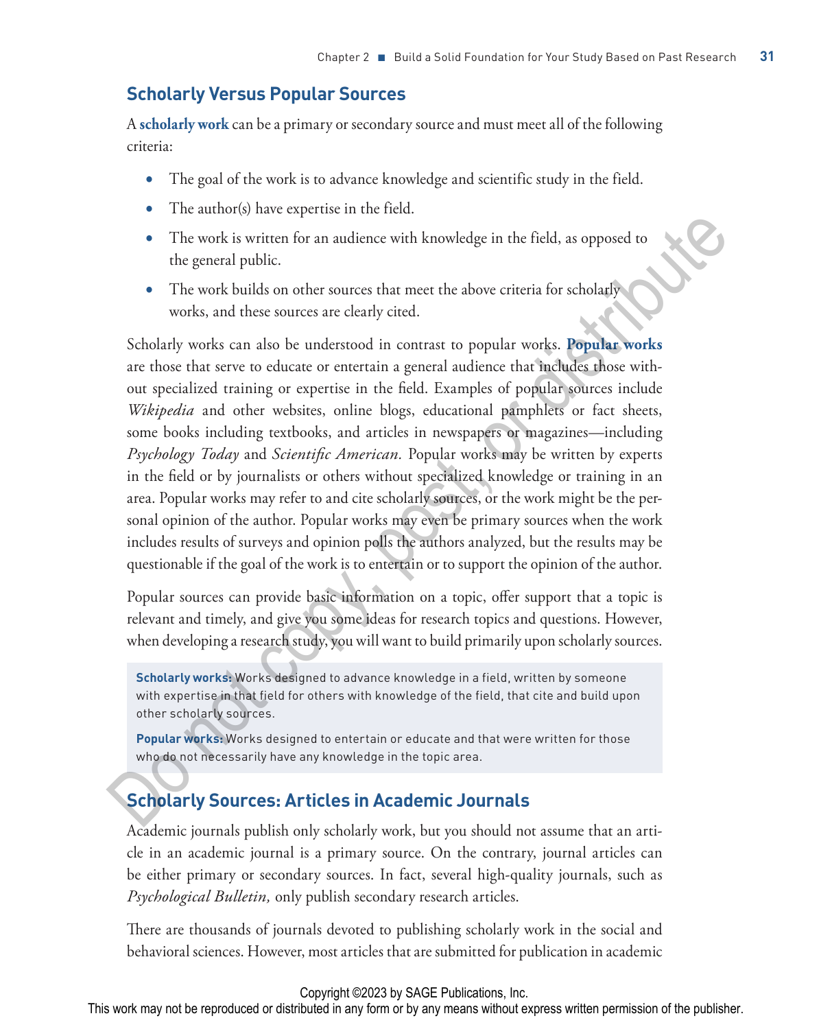## Scholarly Versus Popular Sources

A **scholarly work** can be a primary or secondary source and must meet all of the following criteria:

- The goal of the work is to advance knowledge and scientific study in the field.
- The author(s) have expertise in the field.
- The work is written for an audience with knowledge in the field, as opposed to the general public.
- The work builds on other sources that meet the above criteria for scholarly works, and these sources are clearly cited.

Scholarly works can also be understood in contrast to popular works. **Popular works** are those that serve to educate or entertain a general audience that includes those without specialized training or expertise in the field. Examples of popular sources include *Wikipedia* and other websites, online blogs, educational pamphlets or fact sheets, some books including textbooks, and articles in newspapers or magazines—including *Psychology Today* and *Scientific American*. Popular works may be written by experts in the field or by journalists or others without specialized knowledge or training in an area. Popular works may refer to and cite scholarly sources, or the work might be the personal opinion of the author. Popular works may even be primary sources when the work includes results of surveys and opinion polls the authors analyzed, but the results may be questionable if the goal of the work is to entertain or to support the opinion of the author.

Popular sources can provide basic information on a topic, offer support that a topic is relevant and timely, and give you some ideas for research topics and questions. However, when developing a research study, you will want to build primarily upon scholarly sources.

> **Scholarly works:** Works designed to advance knowledge in a field, written by someone with expertise in that field for others with knowledge of the field, that cite and build upon other scholarly sources.
>
> **Popular works:** Works designed to entertain or educate and that were written for those who do not necessarily have any knowledge in the topic area.

## Scholarly Sources: Articles in Academic Journals

Academic journals publish only scholarly work, but you should not assume that an article in an academic journal is a primary source. On the contrary, journal articles can be either primary or secondary sources. In fact, several high-quality journals, such as *Psychological Bulletin,* only publish secondary research articles.

There are thousands of journals devoted to publishing scholarly work in the social and behavioral sciences. However, most articles that are submitted for publication in academic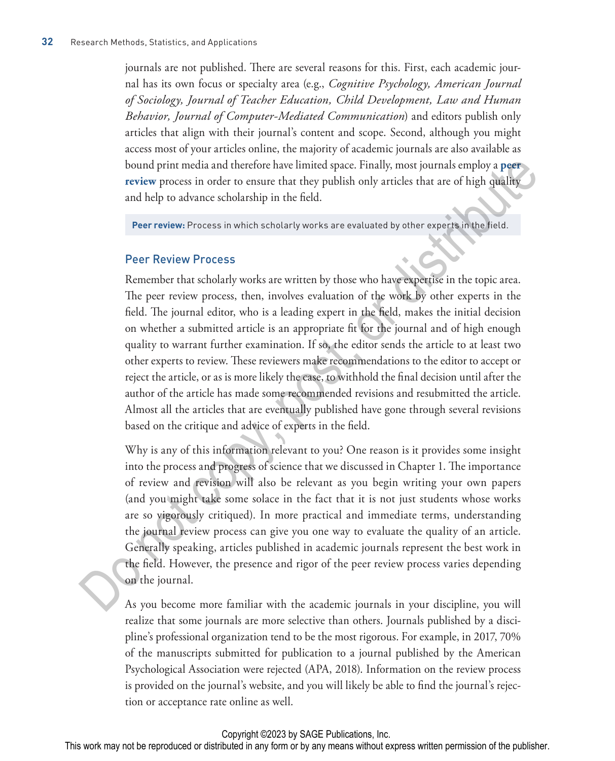journals are not published. There are several reasons for this. First, each academic journal has its own focus or specialty area (e.g., *Cognitive Psychology, American Journal of Sociology, Journal of Teacher Education, Child Development, Law and Human Behavior, Journal of Computer-Mediated Communication*) and editors publish only articles that align with their journal's content and scope. Second, although you might access most of your articles online, the majority of academic journals are also available as bound print media and therefore have limited space. Finally, most journals employ a **peer review** process in order to ensure that they publish only articles that are of high quality and help to advance scholarship in the field.

**Peer review:** Process in which scholarly works are evaluated by other experts in the field.

### Peer Review Process

Remember that scholarly works are written by those who have expertise in the topic area. The peer review process, then, involves evaluation of the work by other experts in the field. The journal editor, who is a leading expert in the field, makes the initial decision on whether a submitted article is an appropriate fit for the journal and of high enough quality to warrant further examination. If so, the editor sends the article to at least two other experts to review. These reviewers make recommendations to the editor to accept or reject the article, or as is more likely the case, to withhold the final decision until after the author of the article has made some recommended revisions and resubmitted the article. Almost all the articles that are eventually published have gone through several revisions based on the critique and advice of experts in the field.

Why is any of this information relevant to you? One reason is it provides some insight into the process and progress of science that we discussed in Chapter 1. The importance of review and revision will also be relevant as you begin writing your own papers (and you might take some solace in the fact that it is not just students whose works are so vigorously critiqued). In more practical and immediate terms, understanding the journal review process can give you one way to evaluate the quality of an article. Generally speaking, articles published in academic journals represent the best work in the field. However, the presence and rigor of the peer review process varies depending on the journal.

As you become more familiar with the academic journals in your discipline, you will realize that some journals are more selective than others. Journals published by a discipline's professional organization tend to be the most rigorous. For example, in 2017, 70% of the manuscripts submitted for publication to a journal published by the American Psychological Association were rejected (APA, 2018). Information on the review process is provided on the journal's website, and you will likely be able to find the journal's rejection or acceptance rate online as well.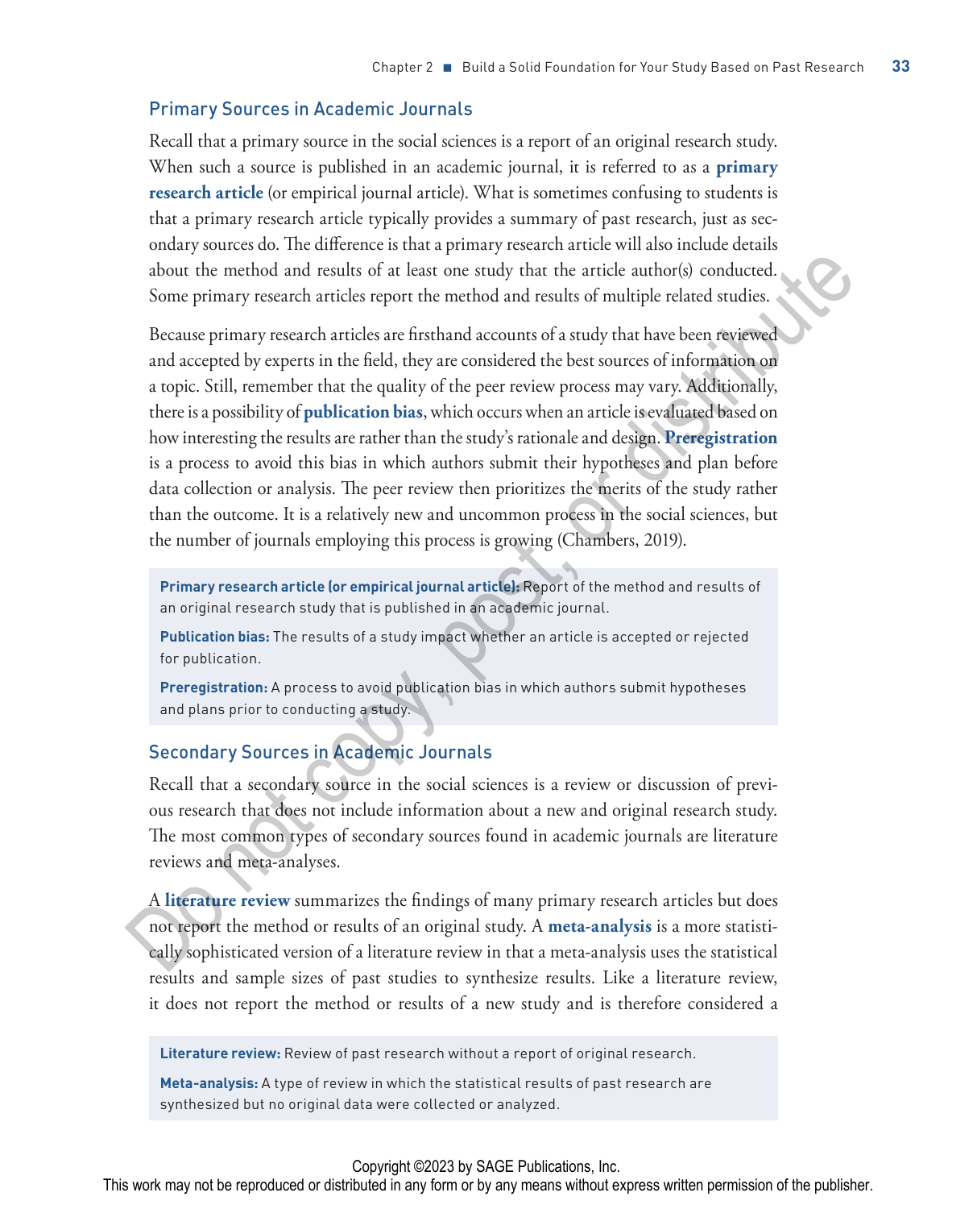## Primary Sources in Academic Journals

Recall that a primary source in the social sciences is a report of an original research study. When such a source is published in an academic journal, it is referred to as a **primary research article** (or empirical journal article). What is sometimes confusing to students is that a primary research article typically provides a summary of past research, just as secondary sources do. The difference is that a primary research article will also include details about the method and results of at least one study that the article author(s) conducted. Some primary research articles report the method and results of multiple related studies.

Because primary research articles are firsthand accounts of a study that have been reviewed and accepted by experts in the field, they are considered the best sources of information on a topic. Still, remember that the quality of the peer review process may vary. Additionally, there is a possibility of **publication bias**, which occurs when an article is evaluated based on how interesting the results are rather than the study's rationale and design. **Preregistration** is a process to avoid this bias in which authors submit their hypotheses and plan before data collection or analysis. The peer review then prioritizes the merits of the study rather than the outcome. It is a relatively new and uncommon process in the social sciences, but the number of journals employing this process is growing (Chambers, 2019).

> **Primary research article (or empirical journal article):** Report of the method and results of an original research study that is published in an academic journal.
>
> **Publication bias:** The results of a study impact whether an article is accepted or rejected for publication.
>
> **Preregistration:** A process to avoid publication bias in which authors submit hypotheses and plans prior to conducting a study.

## Secondary Sources in Academic Journals

Recall that a secondary source in the social sciences is a review or discussion of previous research that does not include information about a new and original research study. The most common types of secondary sources found in academic journals are literature reviews and meta-analyses.

A **literature review** summarizes the findings of many primary research articles but does not report the method or results of an original study. A **meta-analysis** is a more statistically sophisticated version of a literature review in that a meta-analysis uses the statistical results and sample sizes of past studies to synthesize results. Like a literature review, it does not report the method or results of a new study and is therefore considered a

> **Literature review:** Review of past research without a report of original research.
>
> **Meta-analysis:** A type of review in which the statistical results of past research are synthesized but no original data were collected or analyzed.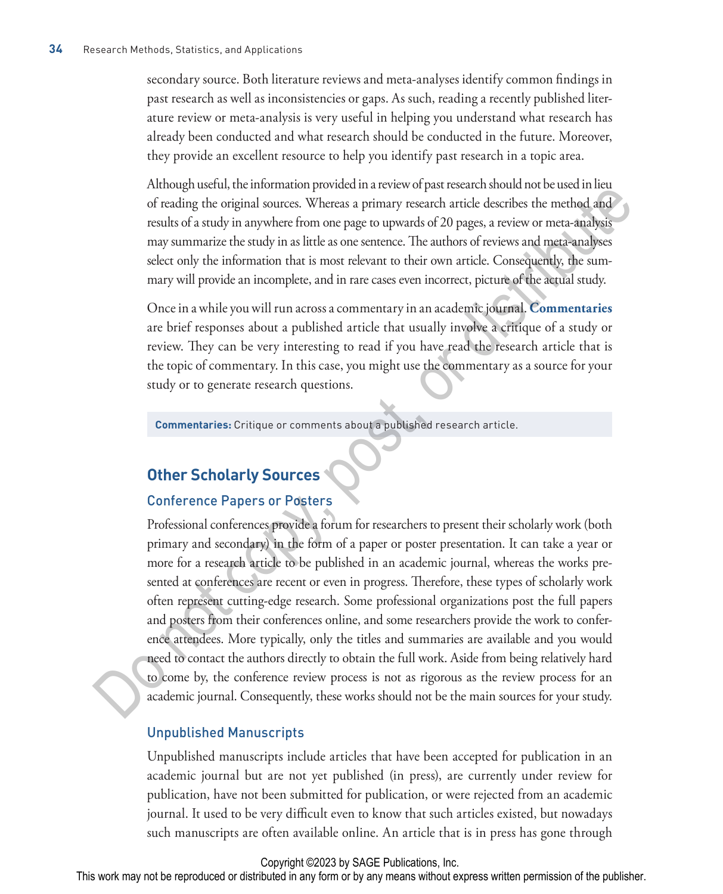secondary source. Both literature reviews and meta-analyses identify common findings in past research as well as inconsistencies or gaps. As such, reading a recently published literature review or meta-analysis is very useful in helping you understand what research has already been conducted and what research should be conducted in the future. Moreover, they provide an excellent resource to help you identify past research in a topic area.

Although useful, the information provided in a review of past research should not be used in lieu of reading the original sources. Whereas a primary research article describes the method and results of a study in anywhere from one page to upwards of 20 pages, a review or meta-analysis may summarize the study in as little as one sentence. The authors of reviews and meta-analyses select only the information that is most relevant to their own article. Consequently, the summary will provide an incomplete, and in rare cases even incorrect, picture of the actual study.

Once in a while you will run across a commentary in an academic journal. **Commentaries** are brief responses about a published article that usually involve a critique of a study or review. They can be very interesting to read if you have read the research article that is the topic of commentary. In this case, you might use the commentary as a source for your study or to generate research questions.

**Commentaries:** Critique or comments about a published research article.

## Other Scholarly Sources

### Conference Papers or Posters

Professional conferences provide a forum for researchers to present their scholarly work (both primary and secondary) in the form of a paper or poster presentation. It can take a year or more for a research article to be published in an academic journal, whereas the works presented at conferences are recent or even in progress. Therefore, these types of scholarly work often represent cutting-edge research. Some professional organizations post the full papers and posters from their conferences online, and some researchers provide the work to conference attendees. More typically, only the titles and summaries are available and you would need to contact the authors directly to obtain the full work. Aside from being relatively hard to come by, the conference review process is not as rigorous as the review process for an academic journal. Consequently, these works should not be the main sources for your study.

### Unpublished Manuscripts

Unpublished manuscripts include articles that have been accepted for publication in an academic journal but are not yet published (in press), are currently under review for publication, have not been submitted for publication, or were rejected from an academic journal. It used to be very difficult even to know that such articles existed, but nowadays such manuscripts are often available online. An article that is in press has gone through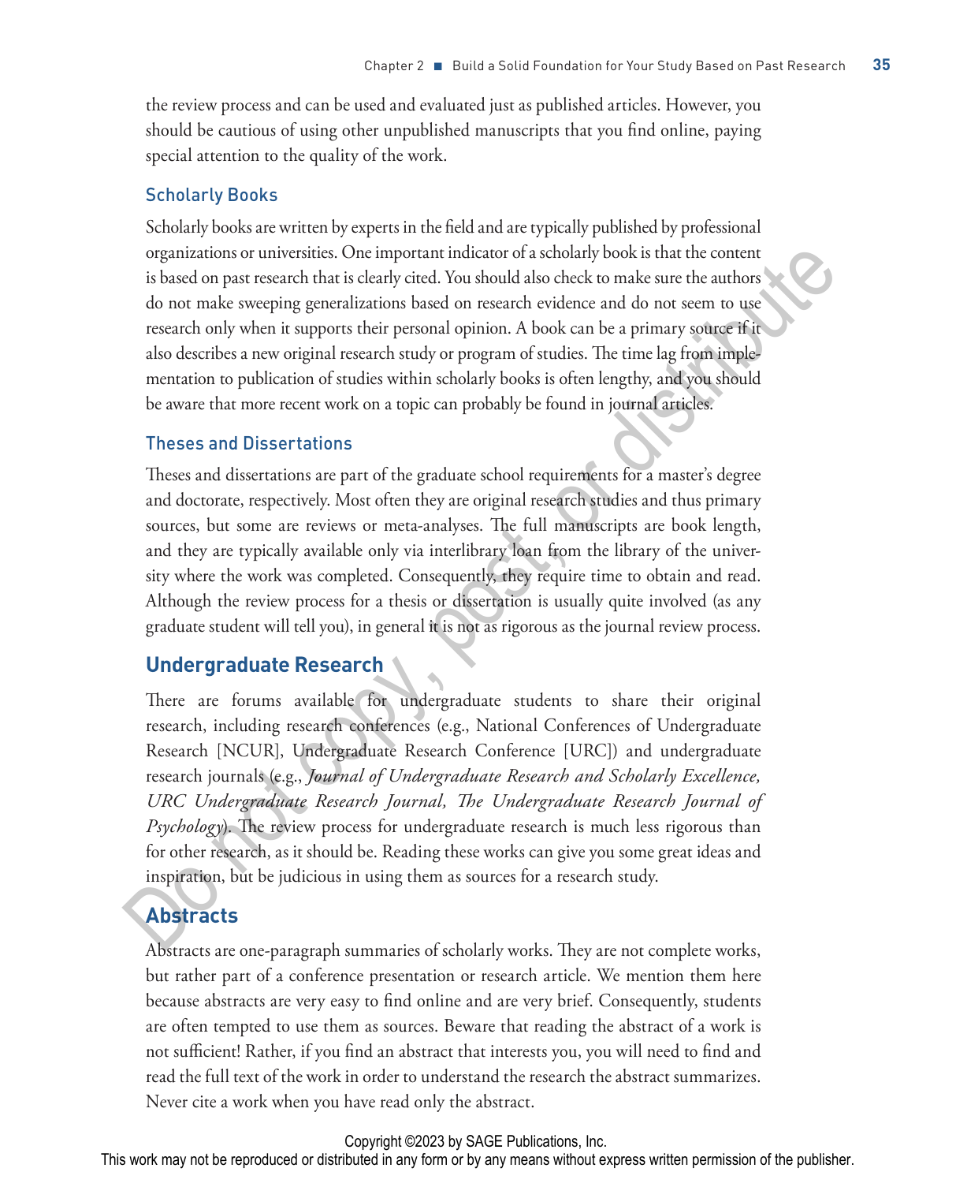the review process and can be used and evaluated just as published articles. However, you should be cautious of using other unpublished manuscripts that you find online, paying special attention to the quality of the work.

### Scholarly Books

Scholarly books are written by experts in the field and are typically published by professional organizations or universities. One important indicator of a scholarly book is that the content is based on past research that is clearly cited. You should also check to make sure the authors do not make sweeping generalizations based on research evidence and do not seem to use research only when it supports their personal opinion. A book can be a primary source if it also describes a new original research study or program of studies. The time lag from implementation to publication of studies within scholarly books is often lengthy, and you should be aware that more recent work on a topic can probably be found in journal articles.

### Theses and Dissertations

Theses and dissertations are part of the graduate school requirements for a master's degree and doctorate, respectively. Most often they are original research studies and thus primary sources, but some are reviews or meta-analyses. The full manuscripts are book length, and they are typically available only via interlibrary loan from the library of the university where the work was completed. Consequently, they require time to obtain and read. Although the review process for a thesis or dissertation is usually quite involved (as any graduate student will tell you), in general it is not as rigorous as the journal review process.

## Undergraduate Research

There are forums available for undergraduate students to share their original research, including research conferences (e.g., National Conferences of Undergraduate Research [NCUR], Undergraduate Research Conference [URC]) and undergraduate research journals (e.g., *Journal of Undergraduate Research and Scholarly Excellence, URC Undergraduate Research Journal, The Undergraduate Research Journal of Psychology*). The review process for undergraduate research is much less rigorous than for other research, as it should be. Reading these works can give you some great ideas and inspiration, but be judicious in using them as sources for a research study.

## Abstracts

Abstracts are one-paragraph summaries of scholarly works. They are not complete works, but rather part of a conference presentation or research article. We mention them here because abstracts are very easy to find online and are very brief. Consequently, students are often tempted to use them as sources. Beware that reading the abstract of a work is not sufficient! Rather, if you find an abstract that interests you, you will need to find and read the full text of the work in order to understand the research the abstract summarizes. Never cite a work when you have read only the abstract.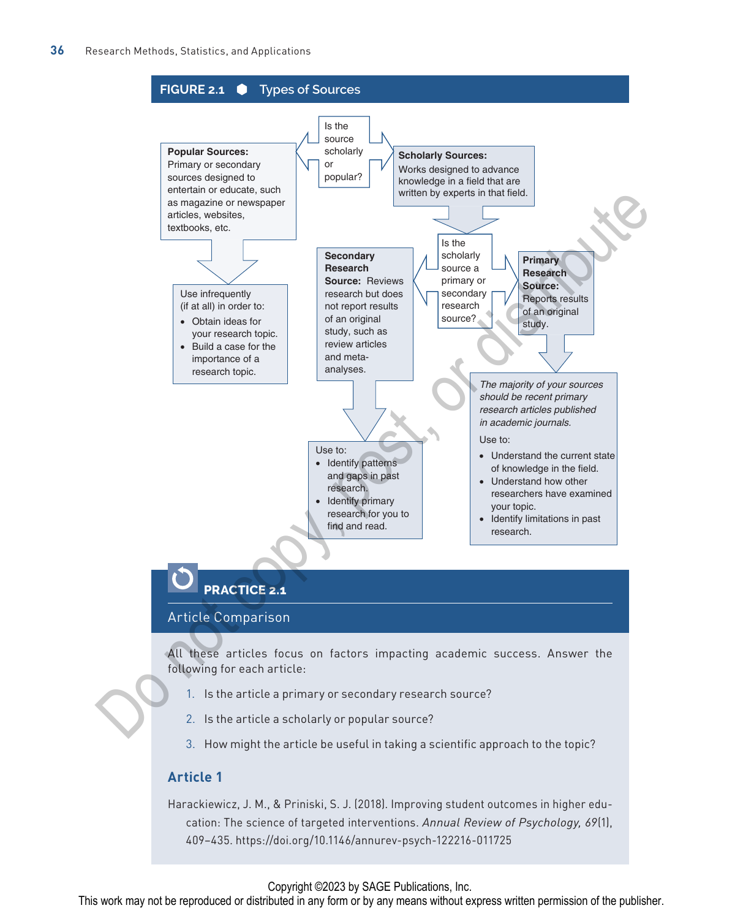**FIGURE 2.1 ● Types of Sources**

Is the source scholarly or popular?

**Popular Sources:** Primary or secondary sources designed to entertain or educate, such as magazine or newspaper articles, websites, textbooks, etc.

Use infrequently (if at all) in order to:

- Obtain ideas for your research topic.
- Build a case for the importance of a research topic.

**Scholarly Sources:** Works designed to advance knowledge in a field that are written by experts in that field.

Is the scholarly source a primary or secondary research source?

**Secondary Research Source:** Reviews research but does not report results of an original study, such as review articles and meta-analyses.

Use to:

- Identify patterns and gaps in past research.
- Identify primary research for you to find and read.

**Primary Research Source:** Reports results of an original study.

*The majority of your sources should be recent primary research articles published in academic journals.*

Use to:

- Understand the current state of knowledge in the field.
- Understand how other researchers have examined your topic.
- Identify limitations in past research.

## PRACTICE 2.1

### Article Comparison

All these articles focus on factors impacting academic success. Answer the following for each article:

1. Is the article a primary or secondary research source?
2. Is the article a scholarly or popular source?
3. How might the article be useful in taking a scientific approach to the topic?

### Article 1

Harackiewicz, J. M., & Priniski, S. J. (2018). Improving student outcomes in higher education: The science of targeted interventions. *Annual Review of Psychology, 69*(1), 409–435. https://doi.org/10.1146/annurev-psych-122216-011725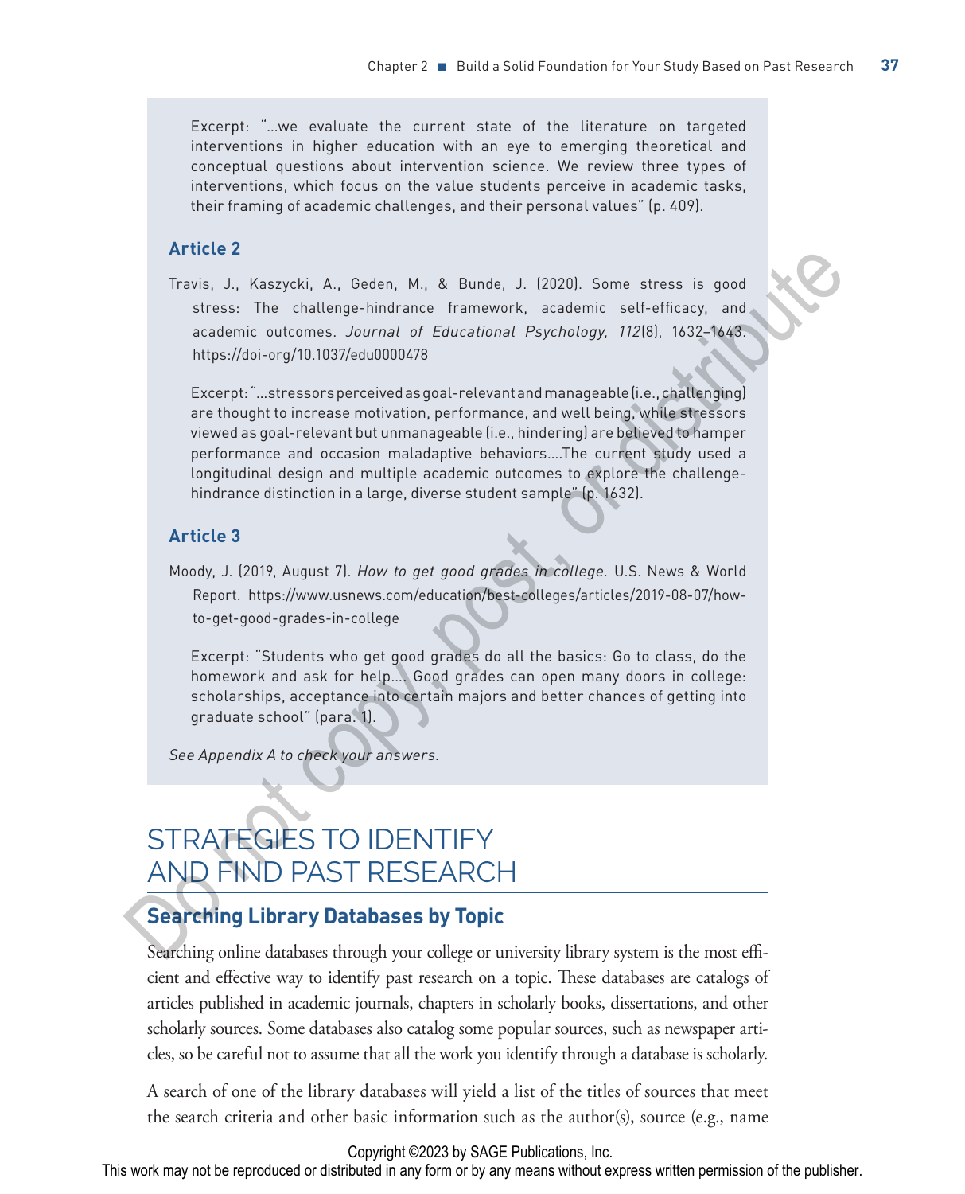Excerpt: "...we evaluate the current state of the literature on targeted interventions in higher education with an eye to emerging theoretical and conceptual questions about intervention science. We review three types of interventions, which focus on the value students perceive in academic tasks, their framing of academic challenges, and their personal values" (p. 409).

### Article 2

Travis, J., Kaszycki, A., Geden, M., & Bunde, J. (2020). Some stress is good stress: The challenge-hindrance framework, academic self-efficacy, and academic outcomes. *Journal of Educational Psychology, 112*(8), 1632–1643. https://doi-org/10.1037/edu0000478

Excerpt: "...stressors perceived as goal-relevant and manageable (i.e., challenging) are thought to increase motivation, performance, and well being, while stressors viewed as goal-relevant but unmanageable (i.e., hindering) are believed to hamper performance and occasion maladaptive behaviors....The current study used a longitudinal design and multiple academic outcomes to explore the challenge-hindrance distinction in a large, diverse student sample" (p. 1632).

### Article 3

Moody, J. (2019, August 7). *How to get good grades in college.* U.S. News & World Report. https://www.usnews.com/education/best-colleges/articles/2019-08-07/how-to-get-good-grades-in-college

Excerpt: "Students who get good grades do all the basics: Go to class, do the homework and ask for help.... Good grades can open many doors in college: scholarships, acceptance into certain majors and better chances of getting into graduate school" (para. 1).

*See Appendix A to check your answers.*

## STRATEGIES TO IDENTIFY AND FIND PAST RESEARCH

### Searching Library Databases by Topic

Searching online databases through your college or university library system is the most efficient and effective way to identify past research on a topic. These databases are catalogs of articles published in academic journals, chapters in scholarly books, dissertations, and other scholarly sources. Some databases also catalog some popular sources, such as newspaper articles, so be careful not to assume that all the work you identify through a database is scholarly.

A search of one of the library databases will yield a list of the titles of sources that meet the search criteria and other basic information such as the author(s), source (e.g., name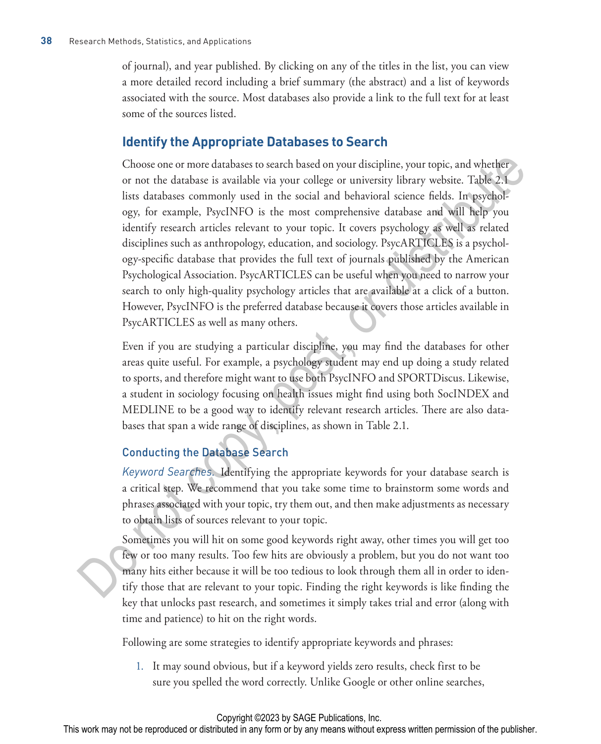of journal), and year published. By clicking on any of the titles in the list, you can view a more detailed record including a brief summary (the abstract) and a list of keywords associated with the source. Most databases also provide a link to the full text for at least some of the sources listed.

## Identify the Appropriate Databases to Search

Choose one or more databases to search based on your discipline, your topic, and whether or not the database is available via your college or university library website. Table 2.1 lists databases commonly used in the social and behavioral science fields. In psychology, for example, PsycINFO is the most comprehensive database and will help you identify research articles relevant to your topic. It covers psychology as well as related disciplines such as anthropology, education, and sociology. PsycARTICLES is a psychology-specific database that provides the full text of journals published by the American Psychological Association. PsycARTICLES can be useful when you need to narrow your search to only high-quality psychology articles that are available at a click of a button. However, PsycINFO is the preferred database because it covers those articles available in PsycARTICLES as well as many others.

Even if you are studying a particular discipline, you may find the databases for other areas quite useful. For example, a psychology student may end up doing a study related to sports, and therefore might want to use both PsycINFO and SPORTDiscus. Likewise, a student in sociology focusing on health issues might find using both SocINDEX and MEDLINE to be a good way to identify relevant research articles. There are also databases that span a wide range of disciplines, as shown in Table 2.1.

### Conducting the Database Search

*Keyword Searches.* Identifying the appropriate keywords for your database search is a critical step. We recommend that you take some time to brainstorm some words and phrases associated with your topic, try them out, and then make adjustments as necessary to obtain lists of sources relevant to your topic.

Sometimes you will hit on some good keywords right away, other times you will get too few or too many results. Too few hits are obviously a problem, but you do not want too many hits either because it will be too tedious to look through them all in order to identify those that are relevant to your topic. Finding the right keywords is like finding the key that unlocks past research, and sometimes it simply takes trial and error (along with time and patience) to hit on the right words.

Following are some strategies to identify appropriate keywords and phrases:

1. It may sound obvious, but if a keyword yields zero results, check first to be sure you spelled the word correctly. Unlike Google or other online searches,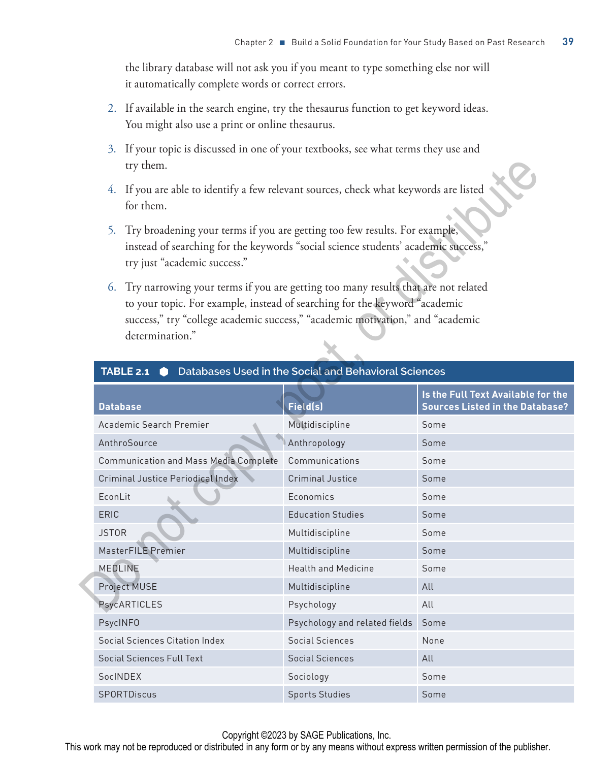the library database will not ask you if you meant to type something else nor will it automatically complete words or correct errors.

2. If available in the search engine, try the thesaurus function to get keyword ideas. You might also use a print or online thesaurus.
3. If your topic is discussed in one of your textbooks, see what terms they use and try them.
4. If you are able to identify a few relevant sources, check what keywords are listed for them.
5. Try broadening your terms if you are getting too few results. For example, instead of searching for the keywords "social science students' academic success," try just "academic success."
6. Try narrowing your terms if you are getting too many results that are not related to your topic. For example, instead of searching for the keyword "academic success," try "college academic success," "academic motivation," and "academic determination."

**TABLE 2.1 ● Databases Used in the Social and Behavioral Sciences**

| Database | Field(s) | Is the Full Text Available for the Sources Listed in the Database? |
|---|---|---|
| Academic Search Premier | Multidiscipline | Some |
| AnthroSource | Anthropology | Some |
| Communication and Mass Media Complete | Communications | Some |
| Criminal Justice Periodical Index | Criminal Justice | Some |
| EconLit | Economics | Some |
| ERIC | Education Studies | Some |
| JSTOR | Multidiscipline | Some |
| MasterFILE Premier | Multidiscipline | Some |
| MEDLINE | Health and Medicine | Some |
| Project MUSE | Multidiscipline | All |
| PsycARTICLES | Psychology | All |
| PsycINFO | Psychology and related fields | Some |
| Social Sciences Citation Index | Social Sciences | None |
| Social Sciences Full Text | Social Sciences | All |
| SocINDEX | Sociology | Some |
| SPORTDiscus | Sports Studies | Some |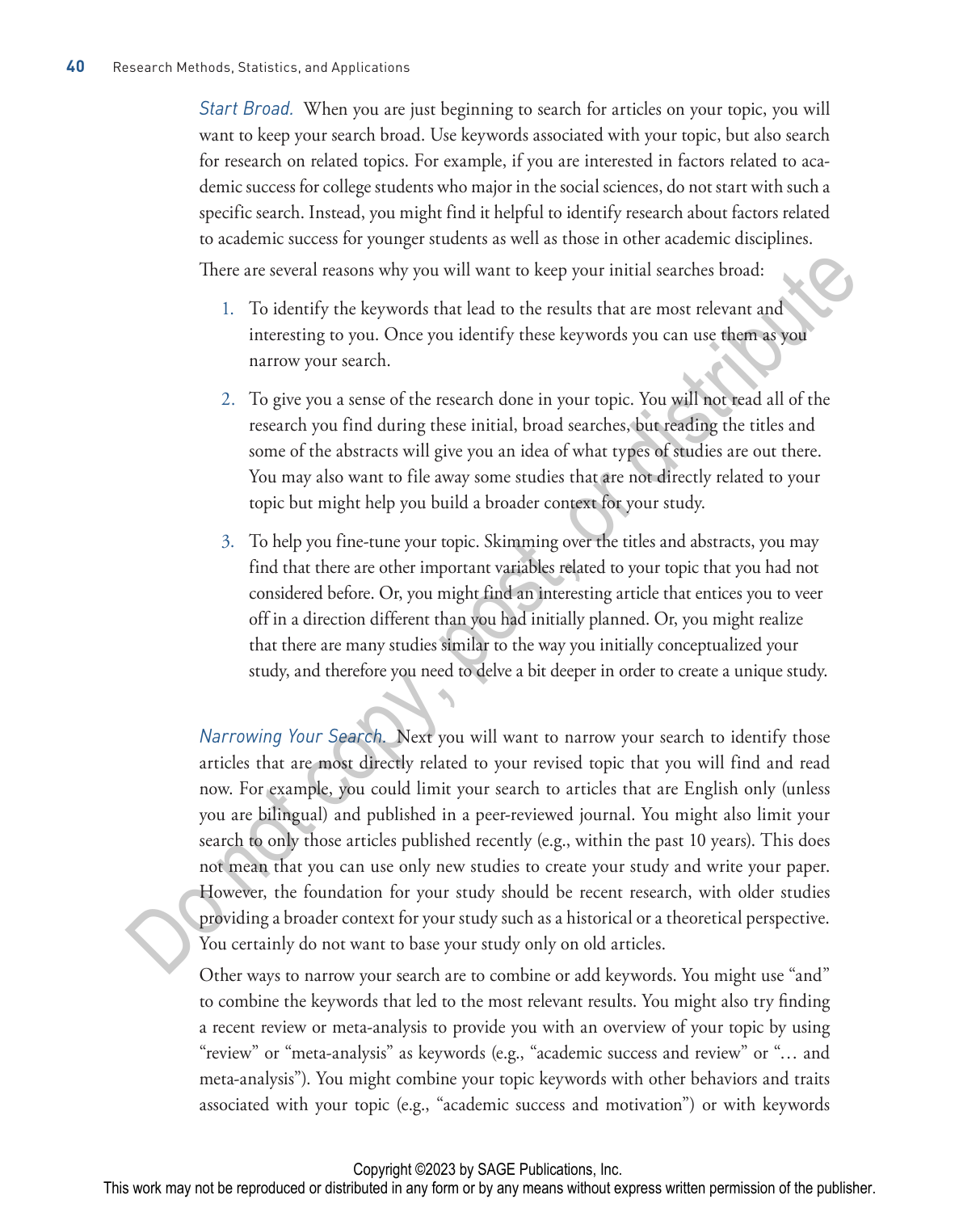*Start Broad.* When you are just beginning to search for articles on your topic, you will want to keep your search broad. Use keywords associated with your topic, but also search for research on related topics. For example, if you are interested in factors related to academic success for college students who major in the social sciences, do not start with such a specific search. Instead, you might find it helpful to identify research about factors related to academic success for younger students as well as those in other academic disciplines.

There are several reasons why you will want to keep your initial searches broad:

1. To identify the keywords that lead to the results that are most relevant and interesting to you. Once you identify these keywords you can use them as you narrow your search.
2. To give you a sense of the research done in your topic. You will not read all of the research you find during these initial, broad searches, but reading the titles and some of the abstracts will give you an idea of what types of studies are out there. You may also want to file away some studies that are not directly related to your topic but might help you build a broader context for your study.
3. To help you fine-tune your topic. Skimming over the titles and abstracts, you may find that there are other important variables related to your topic that you had not considered before. Or, you might find an interesting article that entices you to veer off in a direction different than you had initially planned. Or, you might realize that there are many studies similar to the way you initially conceptualized your study, and therefore you need to delve a bit deeper in order to create a unique study.

*Narrowing Your Search.* Next you will want to narrow your search to identify those articles that are most directly related to your revised topic that you will find and read now. For example, you could limit your search to articles that are English only (unless you are bilingual) and published in a peer-reviewed journal. You might also limit your search to only those articles published recently (e.g., within the past 10 years). This does not mean that you can use only new studies to create your study and write your paper. However, the foundation for your study should be recent research, with older studies providing a broader context for your study such as a historical or a theoretical perspective. You certainly do not want to base your study only on old articles.

Other ways to narrow your search are to combine or add keywords. You might use "and" to combine the keywords that led to the most relevant results. You might also try finding a recent review or meta-analysis to provide you with an overview of your topic by using "review" or "meta-analysis" as keywords (e.g., "academic success and review" or "… and meta-analysis"). You might combine your topic keywords with other behaviors and traits associated with your topic (e.g., "academic success and motivation") or with keywords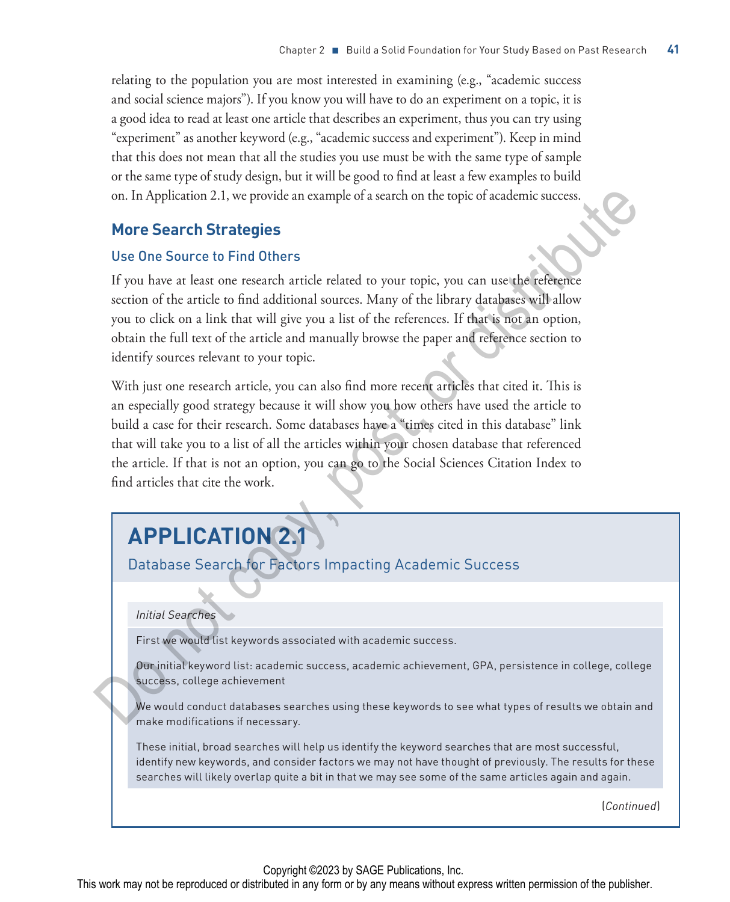relating to the population you are most interested in examining (e.g., "academic success and social science majors"). If you know you will have to do an experiment on a topic, it is a good idea to read at least one article that describes an experiment, thus you can try using "experiment" as another keyword (e.g., "academic success and experiment"). Keep in mind that this does not mean that all the studies you use must be with the same type of sample or the same type of study design, but it will be good to find at least a few examples to build on. In Application 2.1, we provide an example of a search on the topic of academic success.

## More Search Strategies

### Use One Source to Find Others

If you have at least one research article related to your topic, you can use the reference section of the article to find additional sources. Many of the library databases will allow you to click on a link that will give you a list of the references. If that is not an option, obtain the full text of the article and manually browse the paper and reference section to identify sources relevant to your topic.

With just one research article, you can also find more recent articles that cited it. This is an especially good strategy because it will show you how others have used the article to build a case for their research. Some databases have a "times cited in this database" link that will take you to a list of all the articles within your chosen database that referenced the article. If that is not an option, you can go to the Social Sciences Citation Index to find articles that cite the work.

## APPLICATION 2.1

### Database Search for Factors Impacting Academic Success

*Initial Searches*

First we would list keywords associated with academic success.

Our initial keyword list: academic success, academic achievement, GPA, persistence in college, college success, college achievement

We would conduct databases searches using these keywords to see what types of results we obtain and make modifications if necessary.

These initial, broad searches will help us identify the keyword searches that are most successful, identify new keywords, and consider factors we may not have thought of previously. The results for these searches will likely overlap quite a bit in that we may see some of the same articles again and again.

*(Continued)*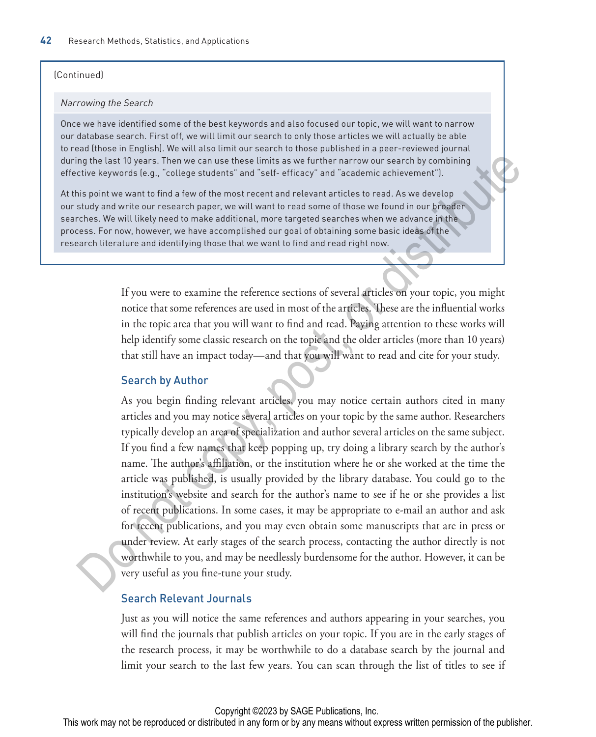(Continued)

*Narrowing the Search*

Once we have identified some of the best keywords and also focused our topic, we will want to narrow our database search. First off, we will limit our search to only those articles we will actually be able to read (those in English). We will also limit our search to those published in a peer-reviewed journal during the last 10 years. Then we can use these limits as we further narrow our search by combining effective keywords (e.g., "college students" and "self- efficacy" and "academic achievement").

At this point we want to find a few of the most recent and relevant articles to read. As we develop our study and write our research paper, we will want to read some of those we found in our broader searches. We will likely need to make additional, more targeted searches when we advance in the process. For now, however, we have accomplished our goal of obtaining some basic ideas of the research literature and identifying those that we want to find and read right now.

If you were to examine the reference sections of several articles on your topic, you might notice that some references are used in most of the articles. These are the influential works in the topic area that you will want to find and read. Paying attention to these works will help identify some classic research on the topic and the older articles (more than 10 years) that still have an impact today—and that you will want to read and cite for your study.

### Search by Author

As you begin finding relevant articles, you may notice certain authors cited in many articles and you may notice several articles on your topic by the same author. Researchers typically develop an area of specialization and author several articles on the same subject. If you find a few names that keep popping up, try doing a library search by the author's name. The author's affiliation, or the institution where he or she worked at the time the article was published, is usually provided by the library database. You could go to the institution's website and search for the author's name to see if he or she provides a list of recent publications. In some cases, it may be appropriate to e-mail an author and ask for recent publications, and you may even obtain some manuscripts that are in press or under review. At early stages of the search process, contacting the author directly is not worthwhile to you, and may be needlessly burdensome for the author. However, it can be very useful as you fine-tune your study.

### Search Relevant Journals

Just as you will notice the same references and authors appearing in your searches, you will find the journals that publish articles on your topic. If you are in the early stages of the research process, it may be worthwhile to do a database search by the journal and limit your search to the last few years. You can scan through the list of titles to see if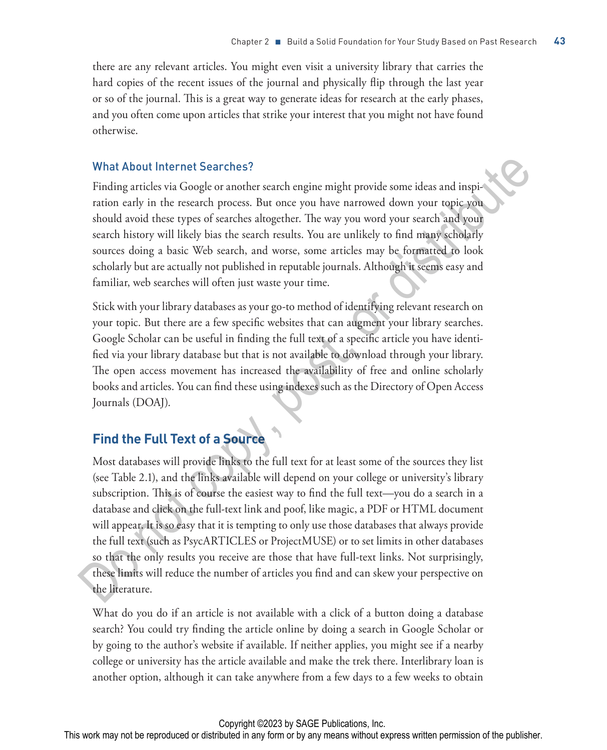there are any relevant articles. You might even visit a university library that carries the hard copies of the recent issues of the journal and physically flip through the last year or so of the journal. This is a great way to generate ideas for research at the early phases, and you often come upon articles that strike your interest that you might not have found otherwise.

### What About Internet Searches?

Finding articles via Google or another search engine might provide some ideas and inspiration early in the research process. But once you have narrowed down your topic you should avoid these types of searches altogether. The way you word your search and your search history will likely bias the search results. You are unlikely to find many scholarly sources doing a basic Web search, and worse, some articles may be formatted to look scholarly but are actually not published in reputable journals. Although it seems easy and familiar, web searches will often just waste your time.

Stick with your library databases as your go-to method of identifying relevant research on your topic. But there are a few specific websites that can augment your library searches. Google Scholar can be useful in finding the full text of a specific article you have identified via your library database but that is not available to download through your library. The open access movement has increased the availability of free and online scholarly books and articles. You can find these using indexes such as the Directory of Open Access Journals (DOAJ).

## Find the Full Text of a Source

Most databases will provide links to the full text for at least some of the sources they list (see Table 2.1), and the links available will depend on your college or university's library subscription. This is of course the easiest way to find the full text—you do a search in a database and click on the full-text link and poof, like magic, a PDF or HTML document will appear. It is so easy that it is tempting to only use those databases that always provide the full text (such as PsycARTICLES or ProjectMUSE) or to set limits in other databases so that the only results you receive are those that have full-text links. Not surprisingly, these limits will reduce the number of articles you find and can skew your perspective on the literature.

What do you do if an article is not available with a click of a button doing a database search? You could try finding the article online by doing a search in Google Scholar or by going to the author's website if available. If neither applies, you might see if a nearby college or university has the article available and make the trek there. Interlibrary loan is another option, although it can take anywhere from a few days to a few weeks to obtain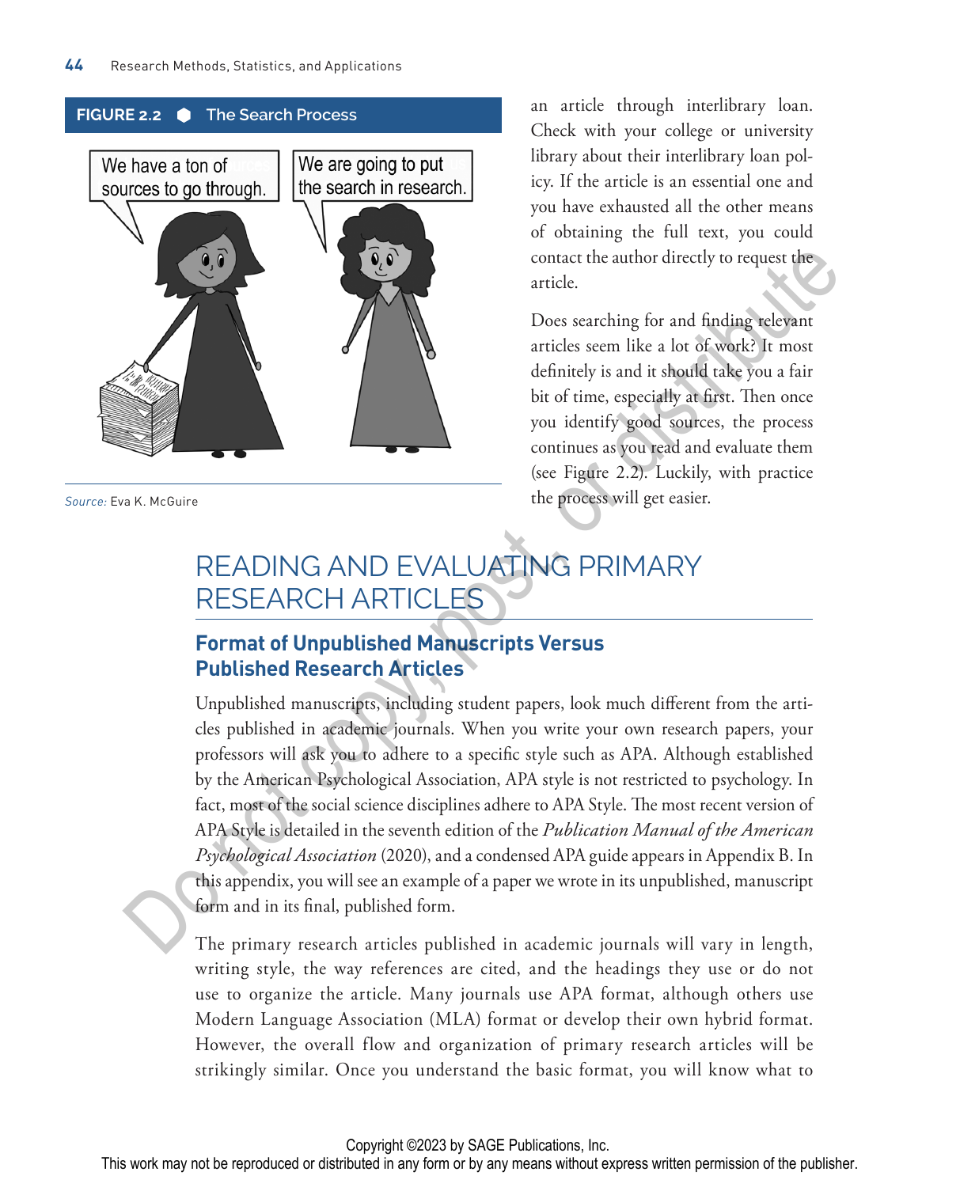FIGURE 2.2 ● The Search Process

We have a ton of sources to go through.

We are going to put the search in research.

*Source:* Eva K. McGuire

an article through interlibrary loan. Check with your college or university library about their interlibrary loan policy. If the article is an essential one and you have exhausted all the other means of obtaining the full text, you could contact the author directly to request the article.

Does searching for and finding relevant articles seem like a lot of work? It most definitely is and it should take you a fair bit of time, especially at first. Then once you identify good sources, the process continues as you read and evaluate them (see Figure 2.2). Luckily, with practice the process will get easier.

## READING AND EVALUATING PRIMARY RESEARCH ARTICLES

### Format of Unpublished Manuscripts Versus Published Research Articles

Unpublished manuscripts, including student papers, look much different from the articles published in academic journals. When you write your own research papers, your professors will ask you to adhere to a specific style such as APA. Although established by the American Psychological Association, APA style is not restricted to psychology. In fact, most of the social science disciplines adhere to APA Style. The most recent version of APA Style is detailed in the seventh edition of the *Publication Manual of the American Psychological Association* (2020), and a condensed APA guide appears in Appendix B. In this appendix, you will see an example of a paper we wrote in its unpublished, manuscript form and in its final, published form.

The primary research articles published in academic journals will vary in length, writing style, the way references are cited, and the headings they use or do not use to organize the article. Many journals use APA format, although others use Modern Language Association (MLA) format or develop their own hybrid format. However, the overall flow and organization of primary research articles will be strikingly similar. Once you understand the basic format, you will know what to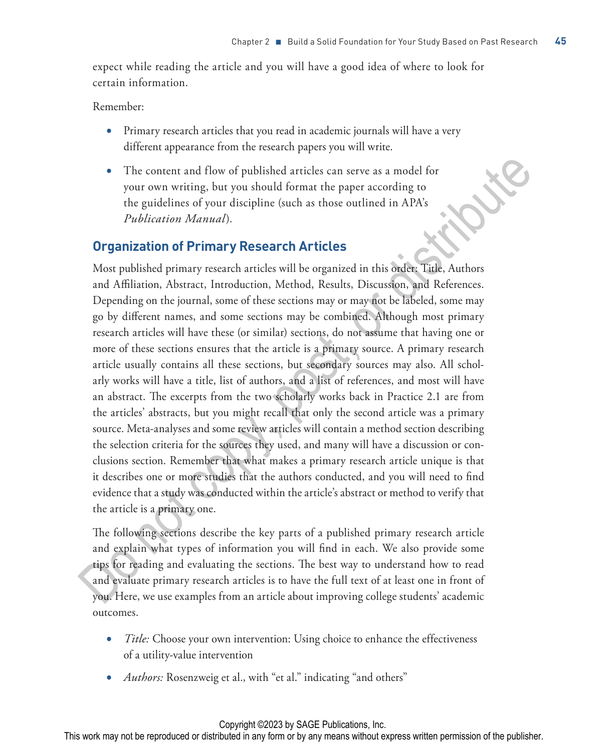expect while reading the article and you will have a good idea of where to look for certain information.

Remember:

- Primary research articles that you read in academic journals will have a very different appearance from the research papers you will write.
- The content and flow of published articles can serve as a model for your own writing, but you should format the paper according to the guidelines of your discipline (such as those outlined in APA's *Publication Manual*).

## Organization of Primary Research Articles

Most published primary research articles will be organized in this order: Title, Authors and Affiliation, Abstract, Introduction, Method, Results, Discussion, and References. Depending on the journal, some of these sections may or may not be labeled, some may go by different names, and some sections may be combined. Although most primary research articles will have these (or similar) sections, do not assume that having one or more of these sections ensures that the article is a primary source. A primary research article usually contains all these sections, but secondary sources may also. All scholarly works will have a title, list of authors, and a list of references, and most will have an abstract. The excerpts from the two scholarly works back in Practice 2.1 are from the articles' abstracts, but you might recall that only the second article was a primary source. Meta-analyses and some review articles will contain a method section describing the selection criteria for the sources they used, and many will have a discussion or conclusions section. Remember that what makes a primary research article unique is that it describes one or more studies that the authors conducted, and you will need to find evidence that a study was conducted within the article's abstract or method to verify that the article is a primary one.

The following sections describe the key parts of a published primary research article and explain what types of information you will find in each. We also provide some tips for reading and evaluating the sections. The best way to understand how to read and evaluate primary research articles is to have the full text of at least one in front of you. Here, we use examples from an article about improving college students' academic outcomes.

- *Title:* Choose your own intervention: Using choice to enhance the effectiveness of a utility-value intervention
- *Authors:* Rosenzweig et al., with "et al." indicating "and others"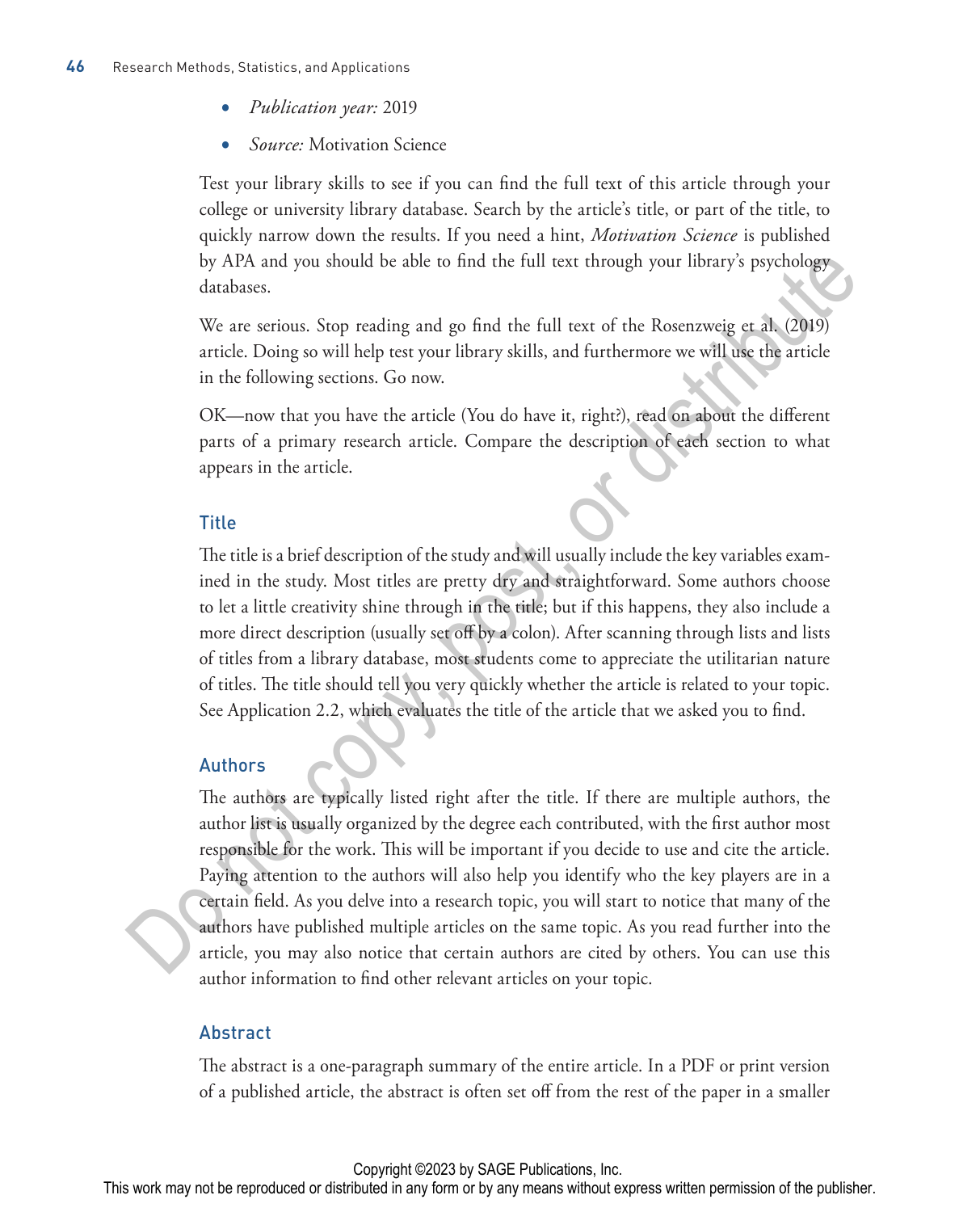- *Publication year:* 2019
- *Source:* Motivation Science

Test your library skills to see if you can find the full text of this article through your college or university library database. Search by the article's title, or part of the title, to quickly narrow down the results. If you need a hint, *Motivation Science* is published by APA and you should be able to find the full text through your library's psychology databases.

We are serious. Stop reading and go find the full text of the Rosenzweig et al. (2019) article. Doing so will help test your library skills, and furthermore we will use the article in the following sections. Go now.

OK—now that you have the article (You do have it, right?), read on about the different parts of a primary research article. Compare the description of each section to what appears in the article.

### Title

The title is a brief description of the study and will usually include the key variables examined in the study. Most titles are pretty dry and straightforward. Some authors choose to let a little creativity shine through in the title; but if this happens, they also include a more direct description (usually set off by a colon). After scanning through lists and lists of titles from a library database, most students come to appreciate the utilitarian nature of titles. The title should tell you very quickly whether the article is related to your topic. See Application 2.2, which evaluates the title of the article that we asked you to find.

### Authors

The authors are typically listed right after the title. If there are multiple authors, the author list is usually organized by the degree each contributed, with the first author most responsible for the work. This will be important if you decide to use and cite the article. Paying attention to the authors will also help you identify who the key players are in a certain field. As you delve into a research topic, you will start to notice that many of the authors have published multiple articles on the same topic. As you read further into the article, you may also notice that certain authors are cited by others. You can use this author information to find other relevant articles on your topic.

### Abstract

The abstract is a one-paragraph summary of the entire article. In a PDF or print version of a published article, the abstract is often set off from the rest of the paper in a smaller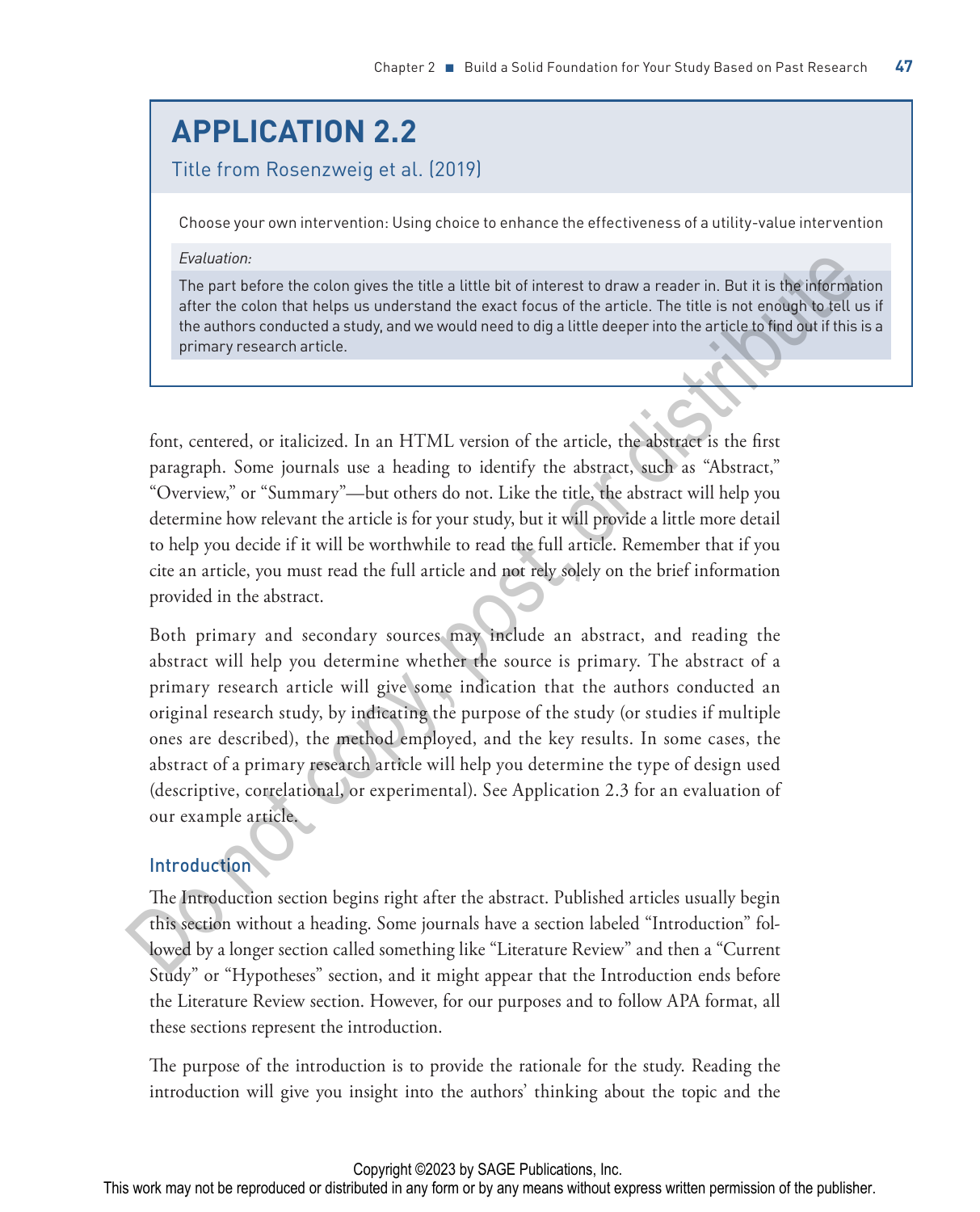## APPLICATION 2.2

Title from Rosenzweig et al. (2019)

Choose your own intervention: Using choice to enhance the effectiveness of a utility-value intervention

*Evaluation:*

The part before the colon gives the title a little bit of interest to draw a reader in. But it is the information after the colon that helps us understand the exact focus of the article. The title is not enough to tell us if the authors conducted a study, and we would need to dig a little deeper into the article to find out if this is a primary research article.

font, centered, or italicized. In an HTML version of the article, the abstract is the first paragraph. Some journals use a heading to identify the abstract, such as "Abstract," "Overview," or "Summary"—but others do not. Like the title, the abstract will help you determine how relevant the article is for your study, but it will provide a little more detail to help you decide if it will be worthwhile to read the full article. Remember that if you cite an article, you must read the full article and not rely solely on the brief information provided in the abstract.

Both primary and secondary sources may include an abstract, and reading the abstract will help you determine whether the source is primary. The abstract of a primary research article will give some indication that the authors conducted an original research study, by indicating the purpose of the study (or studies if multiple ones are described), the method employed, and the key results. In some cases, the abstract of a primary research article will help you determine the type of design used (descriptive, correlational, or experimental). See Application 2.3 for an evaluation of our example article.

### Introduction

The Introduction section begins right after the abstract. Published articles usually begin this section without a heading. Some journals have a section labeled "Introduction" followed by a longer section called something like "Literature Review" and then a "Current Study" or "Hypotheses" section, and it might appear that the Introduction ends before the Literature Review section. However, for our purposes and to follow APA format, all these sections represent the introduction.

The purpose of the introduction is to provide the rationale for the study. Reading the introduction will give you insight into the authors' thinking about the topic and the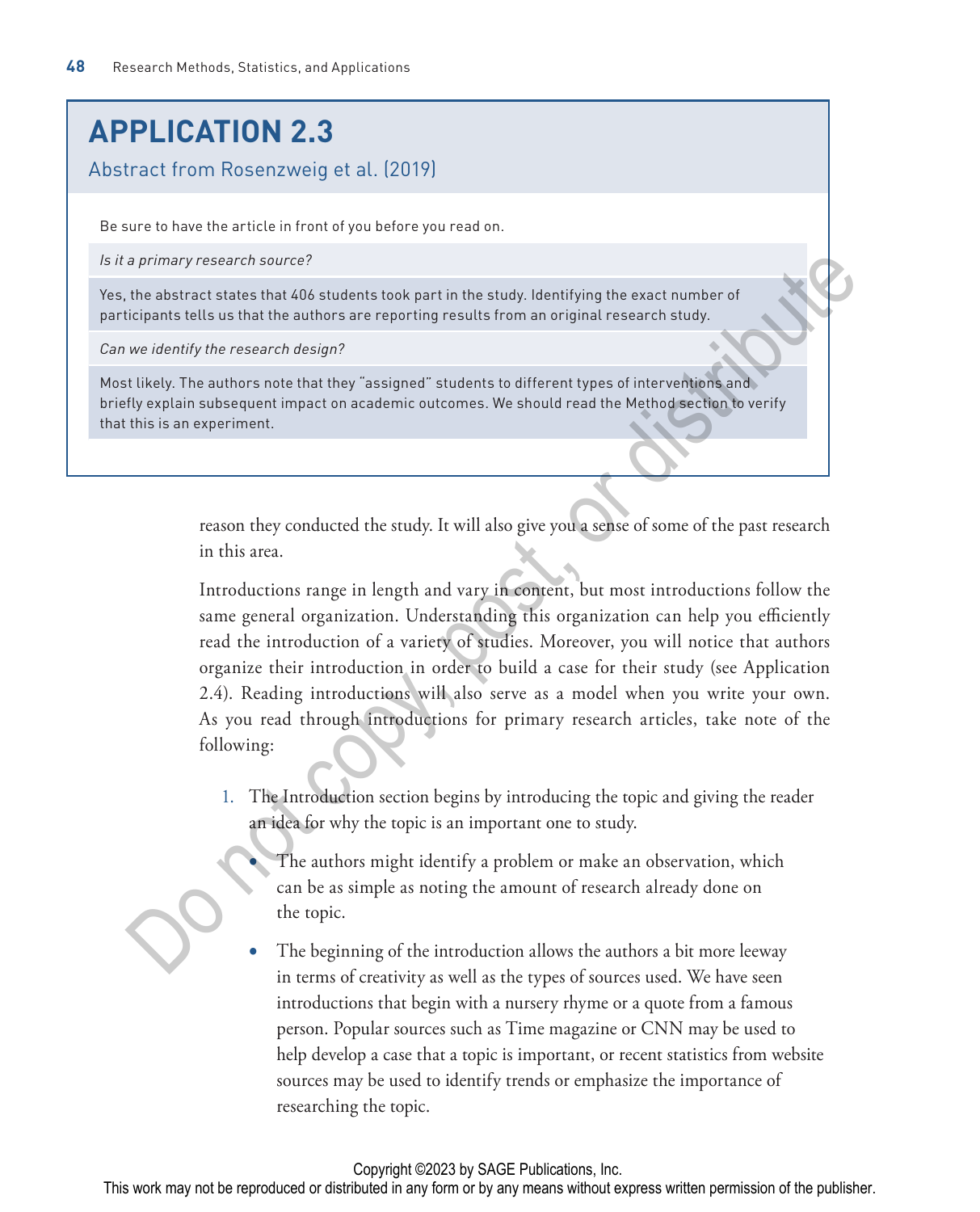## APPLICATION 2.3

Abstract from Rosenzweig et al. (2019)

Be sure to have the article in front of you before you read on.

*Is it a primary research source?*

Yes, the abstract states that 406 students took part in the study. Identifying the exact number of participants tells us that the authors are reporting results from an original research study.

*Can we identify the research design?*

Most likely. The authors note that they "assigned" students to different types of interventions and briefly explain subsequent impact on academic outcomes. We should read the Method section to verify that this is an experiment.

reason they conducted the study. It will also give you a sense of some of the past research in this area.

Introductions range in length and vary in content, but most introductions follow the same general organization. Understanding this organization can help you efficiently read the introduction of a variety of studies. Moreover, you will notice that authors organize their introduction in order to build a case for their study (see Application 2.4). Reading introductions will also serve as a model when you write your own. As you read through introductions for primary research articles, take note of the following:

1. The Introduction section begins by introducing the topic and giving the reader an idea for why the topic is an important one to study.
    - The authors might identify a problem or make an observation, which can be as simple as noting the amount of research already done on the topic.
    - The beginning of the introduction allows the authors a bit more leeway in terms of creativity as well as the types of sources used. We have seen introductions that begin with a nursery rhyme or a quote from a famous person. Popular sources such as Time magazine or CNN may be used to help develop a case that a topic is important, or recent statistics from website sources may be used to identify trends or emphasize the importance of researching the topic.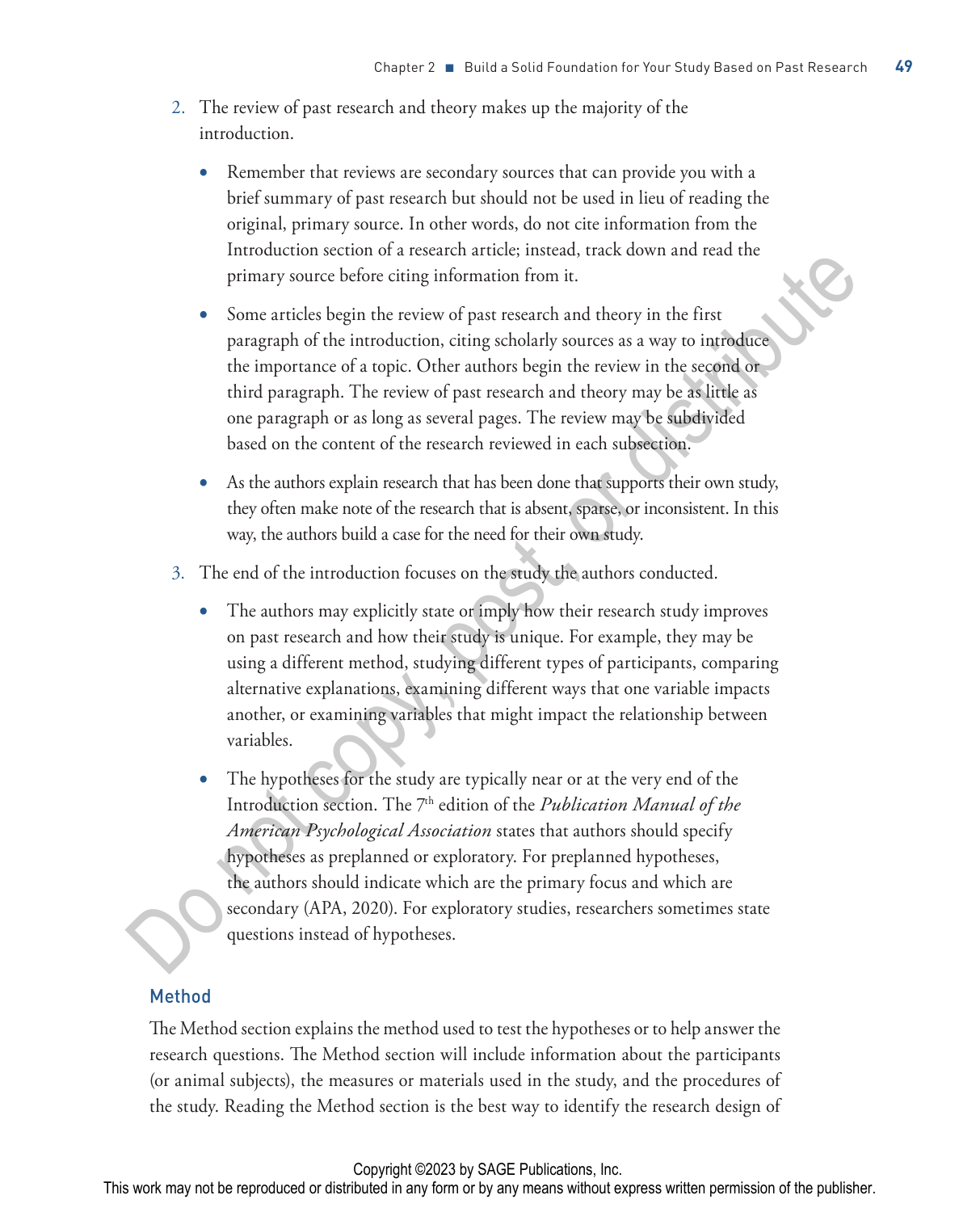2. The review of past research and theory makes up the majority of the introduction.

   - Remember that reviews are secondary sources that can provide you with a brief summary of past research but should not be used in lieu of reading the original, primary source. In other words, do not cite information from the Introduction section of a research article; instead, track down and read the primary source before citing information from it.
   - Some articles begin the review of past research and theory in the first paragraph of the introduction, citing scholarly sources as a way to introduce the importance of a topic. Other authors begin the review in the second or third paragraph. The review of past research and theory may be as little as one paragraph or as long as several pages. The review may be subdivided based on the content of the research reviewed in each subsection.
   - As the authors explain research that has been done that supports their own study, they often make note of the research that is absent, sparse, or inconsistent. In this way, the authors build a case for the need for their own study.

3. The end of the introduction focuses on the study the authors conducted.

   - The authors may explicitly state or imply how their research study improves on past research and how their study is unique. For example, they may be using a different method, studying different types of participants, comparing alternative explanations, examining different ways that one variable impacts another, or examining variables that might impact the relationship between variables.
   - The hypotheses for the study are typically near or at the very end of the Introduction section. The 7th edition of the *Publication Manual of the American Psychological Association* states that authors should specify hypotheses as preplanned or exploratory. For preplanned hypotheses, the authors should indicate which are the primary focus and which are secondary (APA, 2020). For exploratory studies, researchers sometimes state questions instead of hypotheses.

### Method

The Method section explains the method used to test the hypotheses or to help answer the research questions. The Method section will include information about the participants (or animal subjects), the measures or materials used in the study, and the procedures of the study. Reading the Method section is the best way to identify the research design of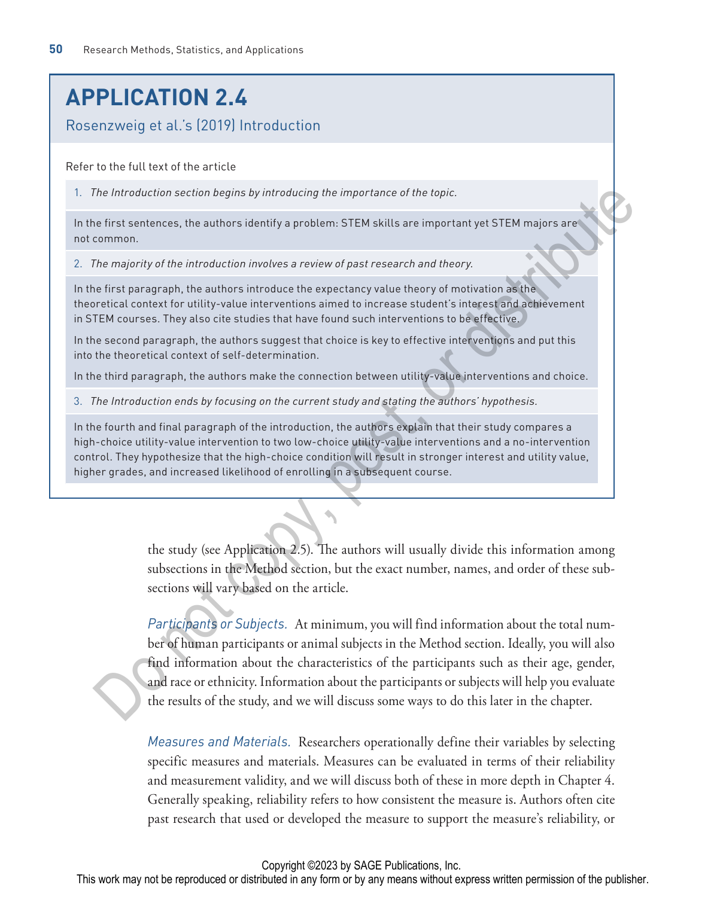## APPLICATION 2.4

### Rosenzweig et al.'s (2019) Introduction

Refer to the full text of the article

1. *The Introduction section begins by introducing the importance of the topic.*

In the first sentences, the authors identify a problem: STEM skills are important yet STEM majors are not common.

2. *The majority of the introduction involves a review of past research and theory.*

In the first paragraph, the authors introduce the expectancy value theory of motivation as the theoretical context for utility-value interventions aimed to increase student's interest and achievement in STEM courses. They also cite studies that have found such interventions to be effective.

In the second paragraph, the authors suggest that choice is key to effective interventions and put this into the theoretical context of self-determination.

In the third paragraph, the authors make the connection between utility-value interventions and choice.

3. *The Introduction ends by focusing on the current study and stating the authors' hypothesis.*

In the fourth and final paragraph of the introduction, the authors explain that their study compares a high-choice utility-value intervention to two low-choice utility-value interventions and a no-intervention control. They hypothesize that the high-choice condition will result in stronger interest and utility value, higher grades, and increased likelihood of enrolling in a subsequent course.

the study (see Application 2.5). The authors will usually divide this information among subsections in the Method section, but the exact number, names, and order of these subsections will vary based on the article.

*Participants or Subjects.* At minimum, you will find information about the total number of human participants or animal subjects in the Method section. Ideally, you will also find information about the characteristics of the participants such as their age, gender, and race or ethnicity. Information about the participants or subjects will help you evaluate the results of the study, and we will discuss some ways to do this later in the chapter.

*Measures and Materials.* Researchers operationally define their variables by selecting specific measures and materials. Measures can be evaluated in terms of their reliability and measurement validity, and we will discuss both of these in more depth in Chapter 4. Generally speaking, reliability refers to how consistent the measure is. Authors often cite past research that used or developed the measure to support the measure's reliability, or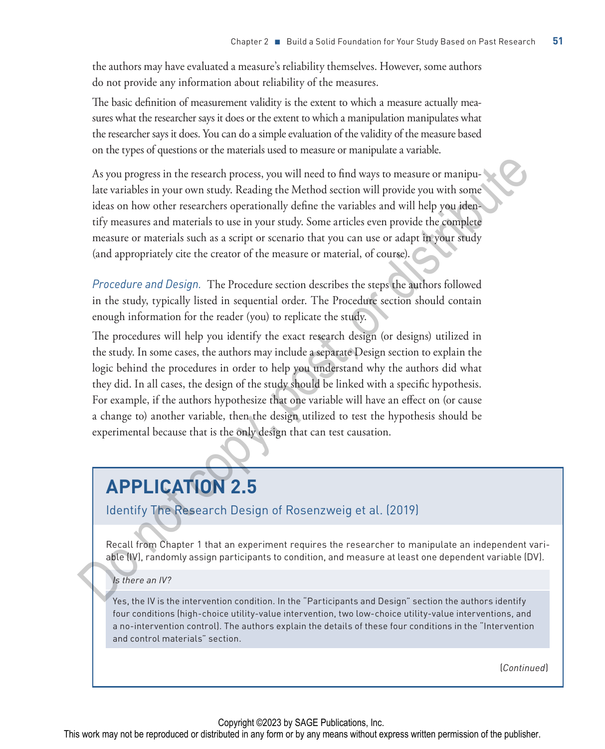the authors may have evaluated a measure's reliability themselves. However, some authors do not provide any information about reliability of the measures.

The basic definition of measurement validity is the extent to which a measure actually measures what the researcher says it does or the extent to which a manipulation manipulates what the researcher says it does. You can do a simple evaluation of the validity of the measure based on the types of questions or the materials used to measure or manipulate a variable.

As you progress in the research process, you will need to find ways to measure or manipulate variables in your own study. Reading the Method section will provide you with some ideas on how other researchers operationally define the variables and will help you identify measures and materials to use in your study. Some articles even provide the complete measure or materials such as a script or scenario that you can use or adapt in your study (and appropriately cite the creator of the measure or material, of course).

*Procedure and Design.* The Procedure section describes the steps the authors followed in the study, typically listed in sequential order. The Procedure section should contain enough information for the reader (you) to replicate the study.

The procedures will help you identify the exact research design (or designs) utilized in the study. In some cases, the authors may include a separate Design section to explain the logic behind the procedures in order to help you understand why the authors did what they did. In all cases, the design of the study should be linked with a specific hypothesis. For example, if the authors hypothesize that one variable will have an effect on (or cause a change to) another variable, then the design utilized to test the hypothesis should be experimental because that is the only design that can test causation.

## APPLICATION 2.5

### Identify The Research Design of Rosenzweig et al. (2019)

Recall from Chapter 1 that an experiment requires the researcher to manipulate an independent variable (IV), randomly assign participants to condition, and measure at least one dependent variable (DV).

*Is there an IV?*

Yes, the IV is the intervention condition. In the "Participants and Design" section the authors identify four conditions (high-choice utility-value intervention, two low-choice utility-value interventions, and a no-intervention control). The authors explain the details of these four conditions in the "Intervention and control materials" section.

(*Continued*)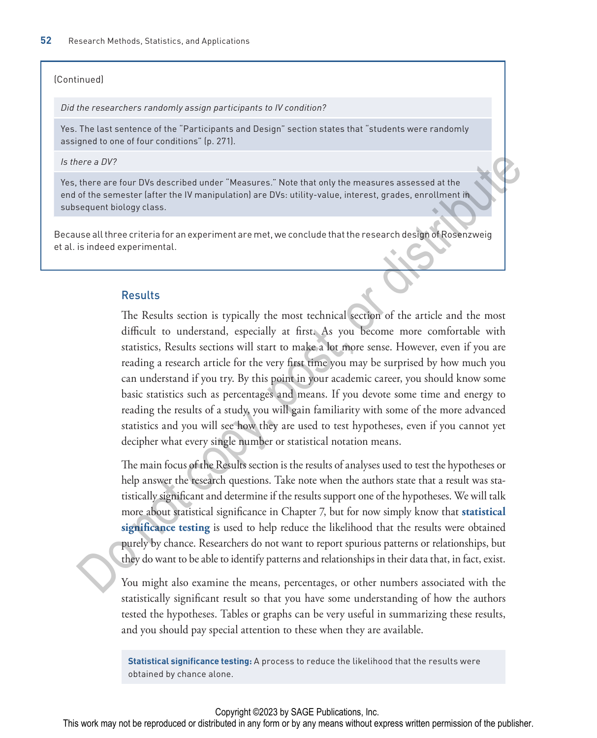(Continued)

*Did the researchers randomly assign participants to IV condition?*

Yes. The last sentence of the "Participants and Design" section states that "students were randomly assigned to one of four conditions" (p. 271).

*Is there a DV?*

Yes, there are four DVs described under "Measures." Note that only the measures assessed at the end of the semester (after the IV manipulation) are DVs: utility-value, interest, grades, enrollment in subsequent biology class.

Because all three criteria for an experiment are met, we conclude that the research design of Rosenzweig et al. is indeed experimental.

## Results

The Results section is typically the most technical section of the article and the most difficult to understand, especially at first. As you become more comfortable with statistics, Results sections will start to make a lot more sense. However, even if you are reading a research article for the very first time you may be surprised by how much you can understand if you try. By this point in your academic career, you should know some basic statistics such as percentages and means. If you devote some time and energy to reading the results of a study, you will gain familiarity with some of the more advanced statistics and you will see how they are used to test hypotheses, even if you cannot yet decipher what every single number or statistical notation means.

The main focus of the Results section is the results of analyses used to test the hypotheses or help answer the research questions. Take note when the authors state that a result was statistically significant and determine if the results support one of the hypotheses. We will talk more about statistical significance in Chapter 7, but for now simply know that **statistical significance testing** is used to help reduce the likelihood that the results were obtained purely by chance. Researchers do not want to report spurious patterns or relationships, but they do want to be able to identify patterns and relationships in their data that, in fact, exist.

You might also examine the means, percentages, or other numbers associated with the statistically significant result so that you have some understanding of how the authors tested the hypotheses. Tables or graphs can be very useful in summarizing these results, and you should pay special attention to these when they are available.

**Statistical significance testing:** A process to reduce the likelihood that the results were obtained by chance alone.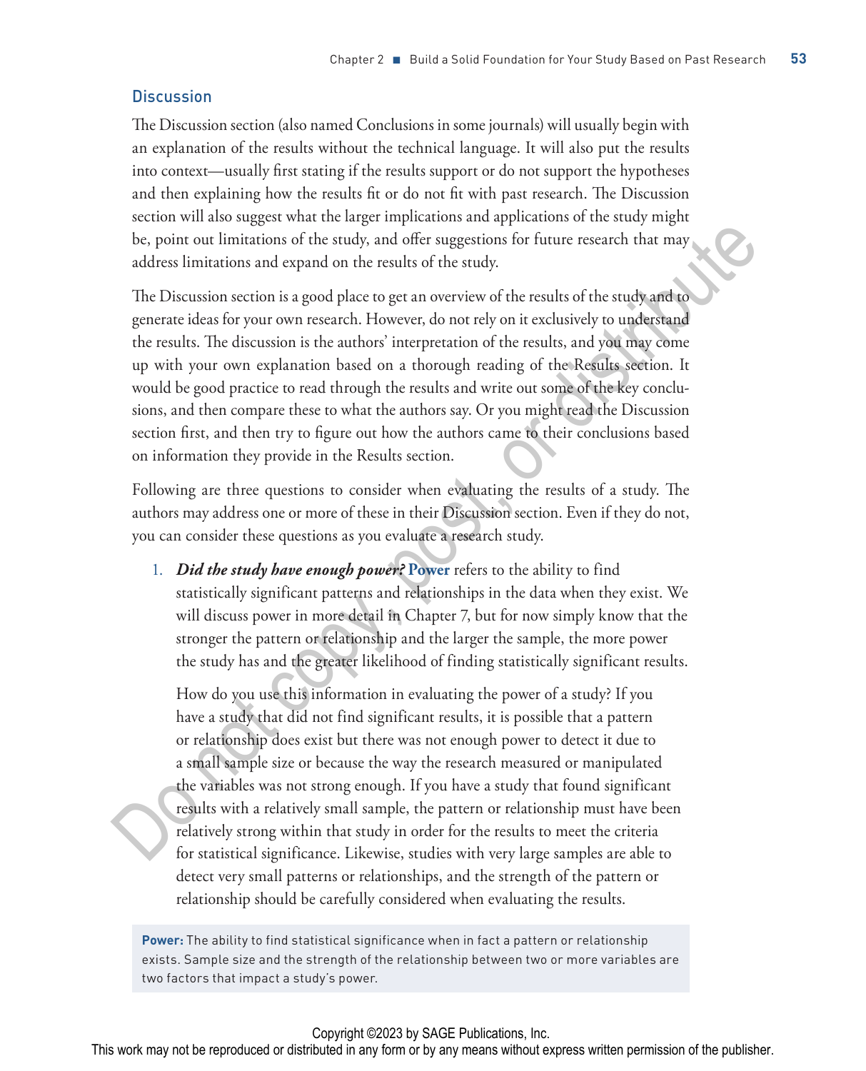## Discussion

The Discussion section (also named Conclusions in some journals) will usually begin with an explanation of the results without the technical language. It will also put the results into context—usually first stating if the results support or do not support the hypotheses and then explaining how the results fit or do not fit with past research. The Discussion section will also suggest what the larger implications and applications of the study might be, point out limitations of the study, and offer suggestions for future research that may address limitations and expand on the results of the study.

The Discussion section is a good place to get an overview of the results of the study and to generate ideas for your own research. However, do not rely on it exclusively to understand the results. The discussion is the authors' interpretation of the results, and you may come up with your own explanation based on a thorough reading of the Results section. It would be good practice to read through the results and write out some of the key conclusions, and then compare these to what the authors say. Or you might read the Discussion section first, and then try to figure out how the authors came to their conclusions based on information they provide in the Results section.

Following are three questions to consider when evaluating the results of a study. The authors may address one or more of these in their Discussion section. Even if they do not, you can consider these questions as you evaluate a research study.

1. ***Did the study have enough power?*** **Power** refers to the ability to find statistically significant patterns and relationships in the data when they exist. We will discuss power in more detail in Chapter 7, but for now simply know that the stronger the pattern or relationship and the larger the sample, the more power the study has and the greater likelihood of finding statistically significant results.

   How do you use this information in evaluating the power of a study? If you have a study that did not find significant results, it is possible that a pattern or relationship does exist but there was not enough power to detect it due to a small sample size or because the way the research measured or manipulated the variables was not strong enough. If you have a study that found significant results with a relatively small sample, the pattern or relationship must have been relatively strong within that study in order for the results to meet the criteria for statistical significance. Likewise, studies with very large samples are able to detect very small patterns or relationships, and the strength of the pattern or relationship should be carefully considered when evaluating the results.

**Power:** The ability to find statistical significance when in fact a pattern or relationship exists. Sample size and the strength of the relationship between two or more variables are two factors that impact a study's power.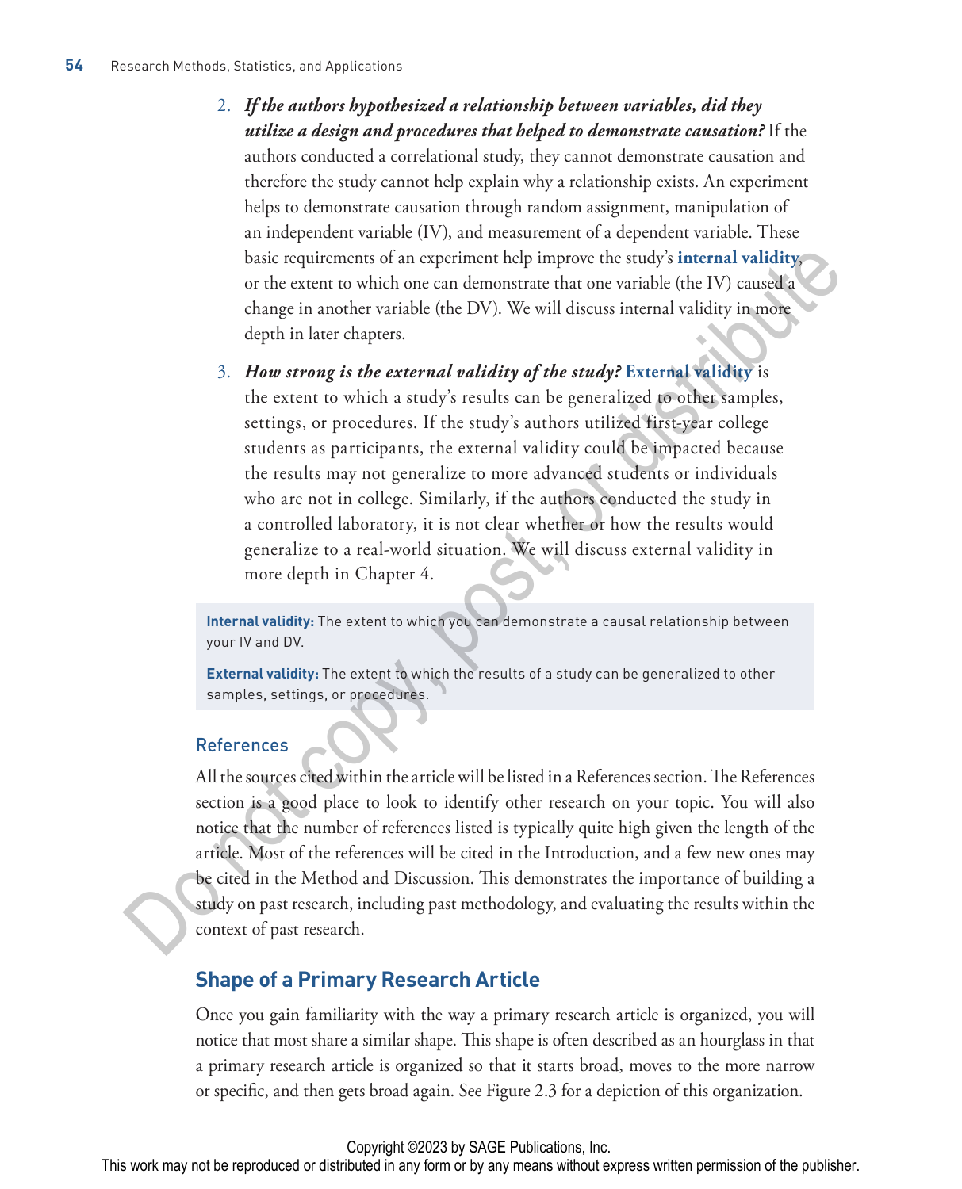2. ***If the authors hypothesized a relationship between variables, did they utilize a design and procedures that helped to demonstrate causation?*** If the authors conducted a correlational study, they cannot demonstrate causation and therefore the study cannot help explain why a relationship exists. An experiment helps to demonstrate causation through random assignment, manipulation of an independent variable (IV), and measurement of a dependent variable. These basic requirements of an experiment help improve the study's **internal validity**, or the extent to which one can demonstrate that one variable (the IV) caused a change in another variable (the DV). We will discuss internal validity in more depth in later chapters.

3. ***How strong is the external validity of the study?*** **External validity** is the extent to which a study's results can be generalized to other samples, settings, or procedures. If the study's authors utilized first-year college students as participants, the external validity could be impacted because the results may not generalize to more advanced students or individuals who are not in college. Similarly, if the authors conducted the study in a controlled laboratory, it is not clear whether or how the results would generalize to a real-world situation. We will discuss external validity in more depth in Chapter 4.

**Internal validity:** The extent to which you can demonstrate a causal relationship between your IV and DV.

**External validity:** The extent to which the results of a study can be generalized to other samples, settings, or procedures.

### References

All the sources cited within the article will be listed in a References section. The References section is a good place to look to identify other research on your topic. You will also notice that the number of references listed is typically quite high given the length of the article. Most of the references will be cited in the Introduction, and a few new ones may be cited in the Method and Discussion. This demonstrates the importance of building a study on past research, including past methodology, and evaluating the results within the context of past research.

## Shape of a Primary Research Article

Once you gain familiarity with the way a primary research article is organized, you will notice that most share a similar shape. This shape is often described as an hourglass in that a primary research article is organized so that it starts broad, moves to the more narrow or specific, and then gets broad again. See Figure 2.3 for a depiction of this organization.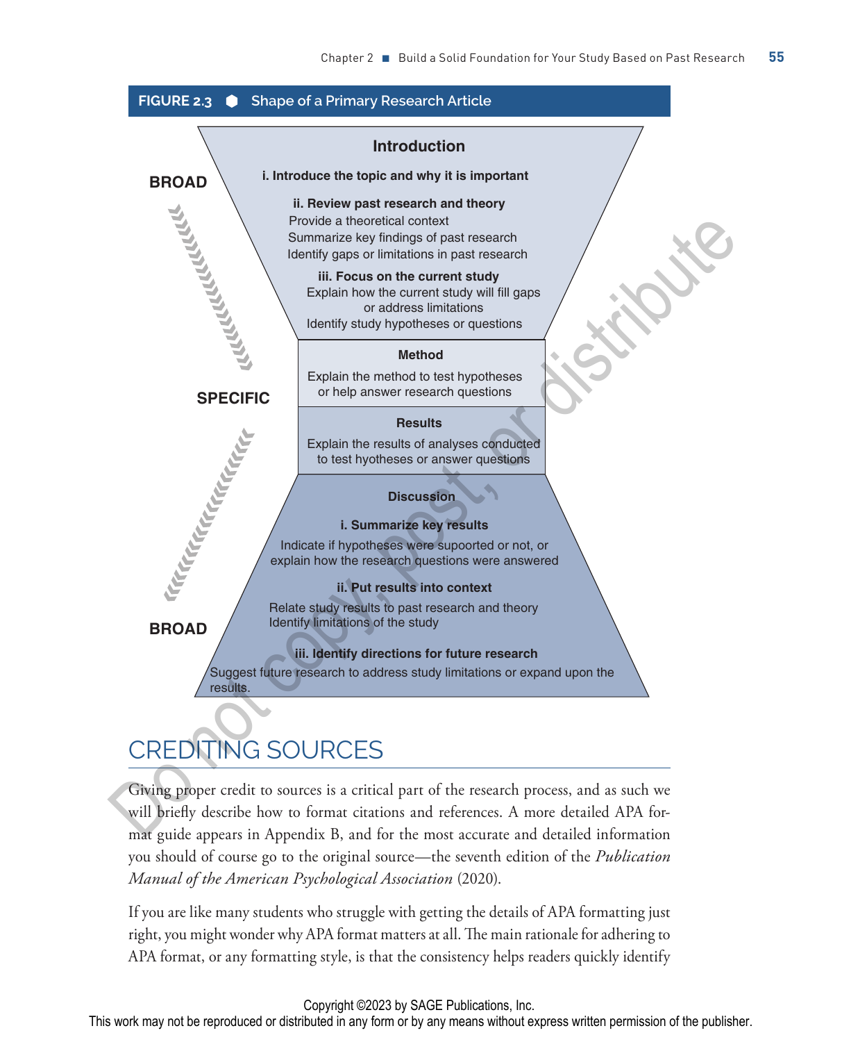**FIGURE 2.3 ● Shape of a Primary Research Article**

BROAD

SPECIFIC

BROAD

**Introduction**

**i. Introduce the topic and why it is important**

**ii. Review past research and theory**

Provide a theoretical context

Summarize key findings of past research

Identify gaps or limitations in past research

**iii. Focus on the current study**

Explain how the current study will fill gaps or address limitations

Identify study hypotheses or questions

**Method**

Explain the method to test hypotheses or help answer research questions

**Results**

Explain the results of analyses conducted to test hypotheses or answer questions

**Discussion**

**i. Summarize key results**

Indicate if hypotheses were supoorted or not, or explain how the research questions were answered

**ii. Put results into context**

Relate study results to past research and theory

Identify limitations of the study

**iii. Identify directions for future research**

Suggest future research to address study limitations or expand upon the results.

## CREDITING SOURCES

Giving proper credit to sources is a critical part of the research process, and as such we will briefly describe how to format citations and references. A more detailed APA format guide appears in Appendix B, and for the most accurate and detailed information you should of course go to the original source—the seventh edition of the *Publication Manual of the American Psychological Association* (2020).

If you are like many students who struggle with getting the details of APA formatting just right, you might wonder why APA format matters at all. The main rationale for adhering to APA format, or any formatting style, is that the consistency helps readers quickly identify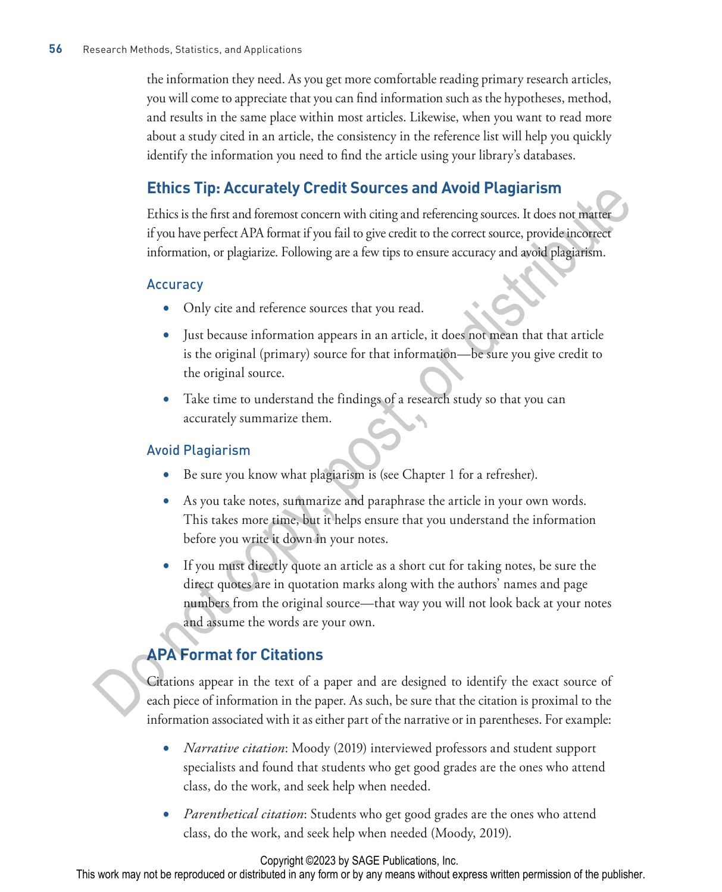the information they need. As you get more comfortable reading primary research articles, you will come to appreciate that you can find information such as the hypotheses, method, and results in the same place within most articles. Likewise, when you want to read more about a study cited in an article, the consistency in the reference list will help you quickly identify the information you need to find the article using your library's databases.

## Ethics Tip: Accurately Credit Sources and Avoid Plagiarism

Ethics is the first and foremost concern with citing and referencing sources. It does not matter if you have perfect APA format if you fail to give credit to the correct source, provide incorrect information, or plagiarize. Following are a few tips to ensure accuracy and avoid plagiarism.

### Accuracy

- Only cite and reference sources that you read.
- Just because information appears in an article, it does not mean that that article is the original (primary) source for that information—be sure you give credit to the original source.
- Take time to understand the findings of a research study so that you can accurately summarize them.

### Avoid Plagiarism

- Be sure you know what plagiarism is (see Chapter 1 for a refresher).
- As you take notes, summarize and paraphrase the article in your own words. This takes more time, but it helps ensure that you understand the information before you write it down in your notes.
- If you must directly quote an article as a short cut for taking notes, be sure the direct quotes are in quotation marks along with the authors' names and page numbers from the original source—that way you will not look back at your notes and assume the words are your own.

## APA Format for Citations

Citations appear in the text of a paper and are designed to identify the exact source of each piece of information in the paper. As such, be sure that the citation is proximal to the information associated with it as either part of the narrative or in parentheses. For example:

- *Narrative citation*: Moody (2019) interviewed professors and student support specialists and found that students who get good grades are the ones who attend class, do the work, and seek help when needed.
- *Parenthetical citation*: Students who get good grades are the ones who attend class, do the work, and seek help when needed (Moody, 2019).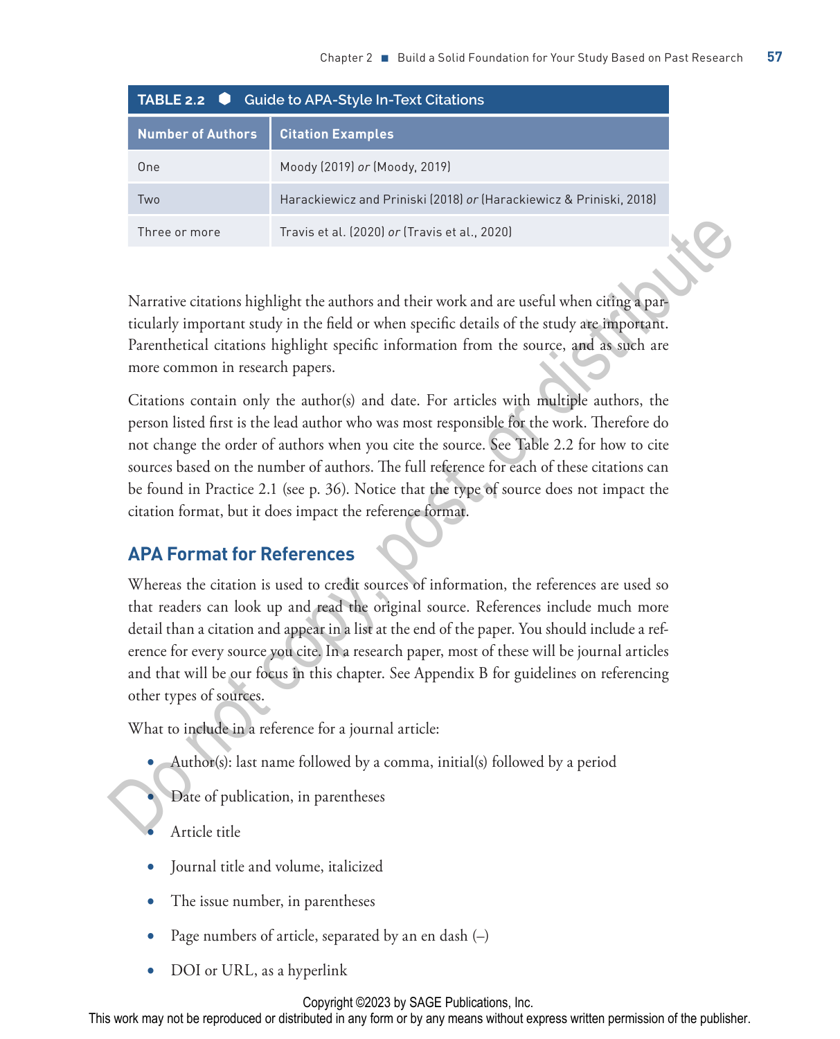**TABLE 2.2 ⬢ Guide to APA-Style In-Text Citations**

| Number of Authors | Citation Examples |
|---|---|
| One | Moody (2019) *or* (Moody, 2019) |
| Two | Harackiewicz and Priniski (2018) *or* (Harackiewicz & Priniski, 2018) |
| Three or more | Travis et al. (2020) *or* (Travis et al., 2020) |

Narrative citations highlight the authors and their work and are useful when citing a particularly important study in the field or when specific details of the study are important. Parenthetical citations highlight specific information from the source, and as such are more common in research papers.

Citations contain only the author(s) and date. For articles with multiple authors, the person listed first is the lead author who was most responsible for the work. Therefore do not change the order of authors when you cite the source. See Table 2.2 for how to cite sources based on the number of authors. The full reference for each of these citations can be found in Practice 2.1 (see p. 36). Notice that the type of source does not impact the citation format, but it does impact the reference format.

## APA Format for References

Whereas the citation is used to credit sources of information, the references are used so that readers can look up and read the original source. References include much more detail than a citation and appear in a list at the end of the paper. You should include a reference for every source you cite. In a research paper, most of these will be journal articles and that will be our focus in this chapter. See Appendix B for guidelines on referencing other types of sources.

What to include in a reference for a journal article:

- Author(s): last name followed by a comma, initial(s) followed by a period
- Date of publication, in parentheses
- Article title
- Journal title and volume, italicized
- The issue number, in parentheses
- Page numbers of article, separated by an en dash (–)
- DOI or URL, as a hyperlink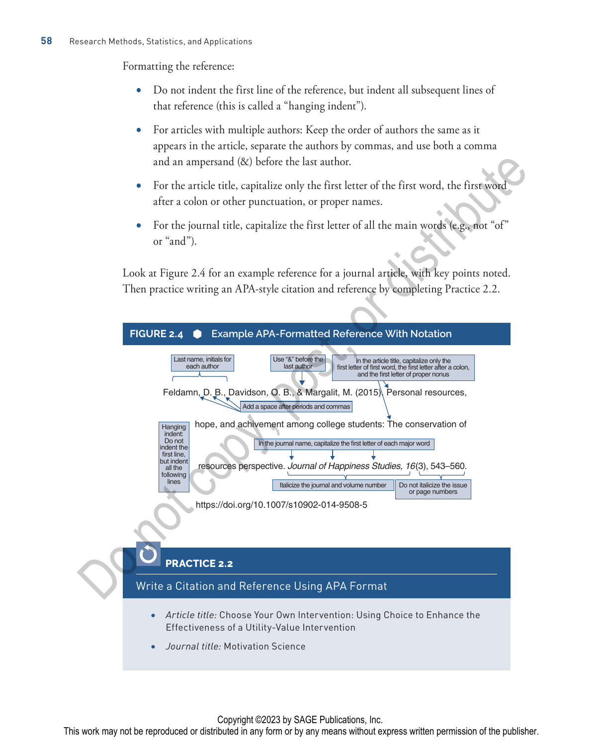Formatting the reference:

- Do not indent the first line of the reference, but indent all subsequent lines of that reference (this is called a "hanging indent").
- For articles with multiple authors: Keep the order of authors the same as it appears in the article, separate the authors by commas, and use both a comma and an ampersand (&) before the last author.
- For the article title, capitalize only the first letter of the first word, the first word after a colon or other punctuation, or proper names.
- For the journal title, capitalize the first letter of all the main words (e.g., not "of" or "and").

Look at Figure 2.4 for an example reference for a journal article, with key points noted. Then practice writing an APA-style citation and reference by completing Practice 2.2.

**FIGURE 2.4 Example APA-Formatted Reference With Notation**

Last name, initials for each author

Use "&" before the last author

In the article title, capitalize only the first letter of first word, the first letter after a colon, and the first letter of proper nonus

Feldamn, D. B., Davidson, O. B., & Margalit, M. (2015). Personal resources,

Add a space after periods and commas

hope, and achivement among college students: The conservation of

Hanging indent: Do not indent the first line, but indent all the following lines

In the journal name, capitalize the first letter of each major word

resources perspective. *Journal of Happiness Studies, 16*(3), 543–560.

Italicize the journal and volume number

Do not italicize the issue or page numbers

https://doi.org/10.1007/s10902-014-9508-5

## PRACTICE 2.2

### Write a Citation and Reference Using APA Format

- *Article title:* Choose Your Own Intervention: Using Choice to Enhance the Effectiveness of a Utility-Value Intervention
- *Journal title:* Motivation Science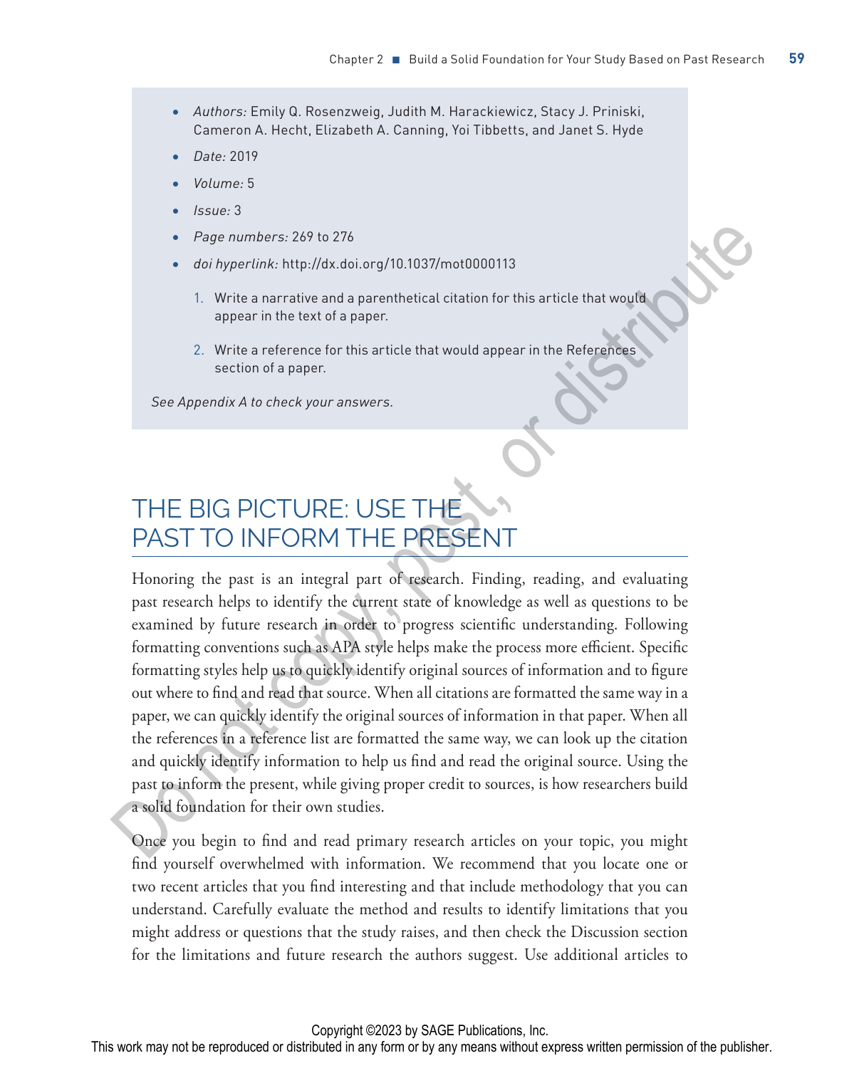- *Authors:* Emily Q. Rosenzweig, Judith M. Harackiewicz, Stacy J. Priniski, Cameron A. Hecht, Elizabeth A. Canning, Yoi Tibbetts, and Janet S. Hyde
- *Date:* 2019
- *Volume:* 5
- *Issue:* 3
- *Page numbers:* 269 to 276
- *doi hyperlink:* http://dx.doi.org/10.1037/mot0000113

  1. Write a narrative and a parenthetical citation for this article that would appear in the text of a paper.
  2. Write a reference for this article that would appear in the References section of a paper.

*See Appendix A to check your answers.*

## THE BIG PICTURE: USE THE PAST TO INFORM THE PRESENT

Honoring the past is an integral part of research. Finding, reading, and evaluating past research helps to identify the current state of knowledge as well as questions to be examined by future research in order to progress scientific understanding. Following formatting conventions such as APA style helps make the process more efficient. Specific formatting styles help us to quickly identify original sources of information and to figure out where to find and read that source. When all citations are formatted the same way in a paper, we can quickly identify the original sources of information in that paper. When all the references in a reference list are formatted the same way, we can look up the citation and quickly identify information to help us find and read the original source. Using the past to inform the present, while giving proper credit to sources, is how researchers build a solid foundation for their own studies.

Once you begin to find and read primary research articles on your topic, you might find yourself overwhelmed with information. We recommend that you locate one or two recent articles that you find interesting and that include methodology that you can understand. Carefully evaluate the method and results to identify limitations that you might address or questions that the study raises, and then check the Discussion section for the limitations and future research the authors suggest. Use additional articles to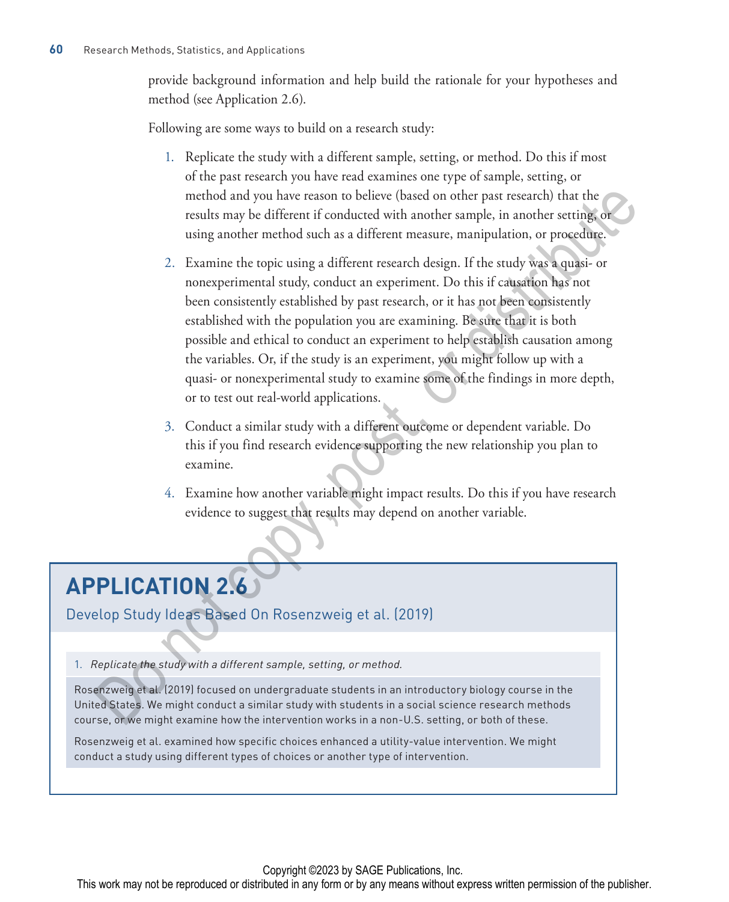provide background information and help build the rationale for your hypotheses and method (see Application 2.6).

Following are some ways to build on a research study:

1. Replicate the study with a different sample, setting, or method. Do this if most of the past research you have read examines one type of sample, setting, or method and you have reason to believe (based on other past research) that the results may be different if conducted with another sample, in another setting, or using another method such as a different measure, manipulation, or procedure.
2. Examine the topic using a different research design. If the study was a quasi- or nonexperimental study, conduct an experiment. Do this if causation has not been consistently established by past research, or it has not been consistently established with the population you are examining. Be sure that it is both possible and ethical to conduct an experiment to help establish causation among the variables. Or, if the study is an experiment, you might follow up with a quasi- or nonexperimental study to examine some of the findings in more depth, or to test out real-world applications.
3. Conduct a similar study with a different outcome or dependent variable. Do this if you find research evidence supporting the new relationship you plan to examine.
4. Examine how another variable might impact results. Do this if you have research evidence to suggest that results may depend on another variable.

## APPLICATION 2.6

### Develop Study Ideas Based On Rosenzweig et al. (2019)

1. *Replicate the study with a different sample, setting, or method.*

Rosenzweig et al. (2019) focused on undergraduate students in an introductory biology course in the United States. We might conduct a similar study with students in a social science research methods course, or we might examine how the intervention works in a non-U.S. setting, or both of these.

Rosenzweig et al. examined how specific choices enhanced a utility-value intervention. We might conduct a study using different types of choices or another type of intervention.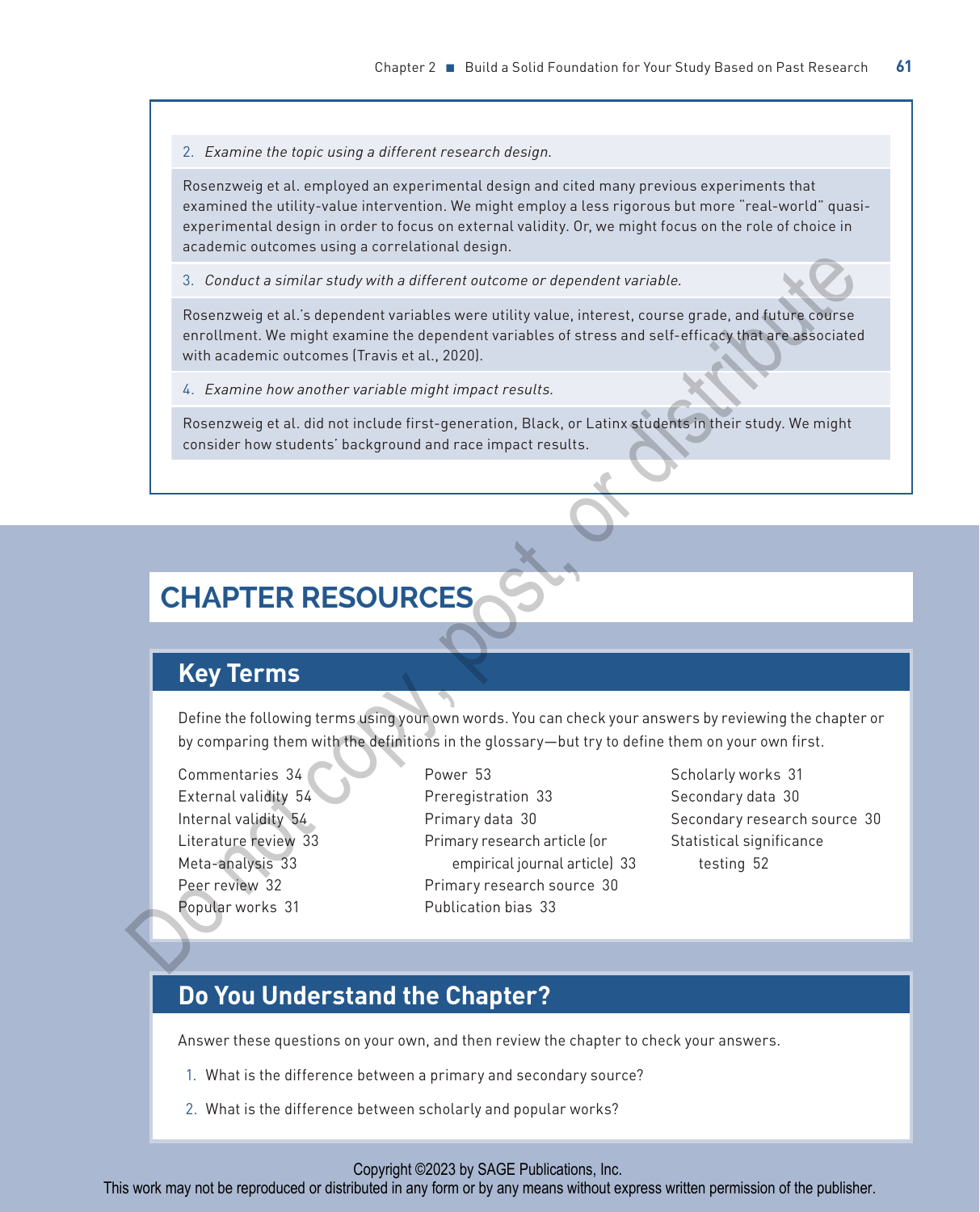2. *Examine the topic using a different research design.*

Rosenzweig et al. employed an experimental design and cited many previous experiments that examined the utility-value intervention. We might employ a less rigorous but more "real-world" quasi-experimental design in order to focus on external validity. Or, we might focus on the role of choice in academic outcomes using a correlational design.

3. *Conduct a similar study with a different outcome or dependent variable.*

Rosenzweig et al.'s dependent variables were utility value, interest, course grade, and future course enrollment. We might examine the dependent variables of stress and self-efficacy that are associated with academic outcomes (Travis et al., 2020).

4. *Examine how another variable might impact results.*

Rosenzweig et al. did not include first-generation, Black, or Latinx students in their study. We might consider how students' background and race impact results.

# CHAPTER RESOURCES

## Key Terms

Define the following terms using your own words. You can check your answers by reviewing the chapter or by comparing them with the definitions in the glossary—but try to define them on your own first.

- Commentaries 34
- External validity 54
- Internal validity 54
- Literature review 33
- Meta-analysis 33
- Peer review 32
- Popular works 31
- Power 53
- Preregistration 33
- Primary data 30
- Primary research article (or empirical journal article) 33
- Primary research source 30
- Publication bias 33
- Scholarly works 31
- Secondary data 30
- Secondary research source 30
- Statistical significance testing 52

## Do You Understand the Chapter?

Answer these questions on your own, and then review the chapter to check your answers.

1. What is the difference between a primary and secondary source?
2. What is the difference between scholarly and popular works?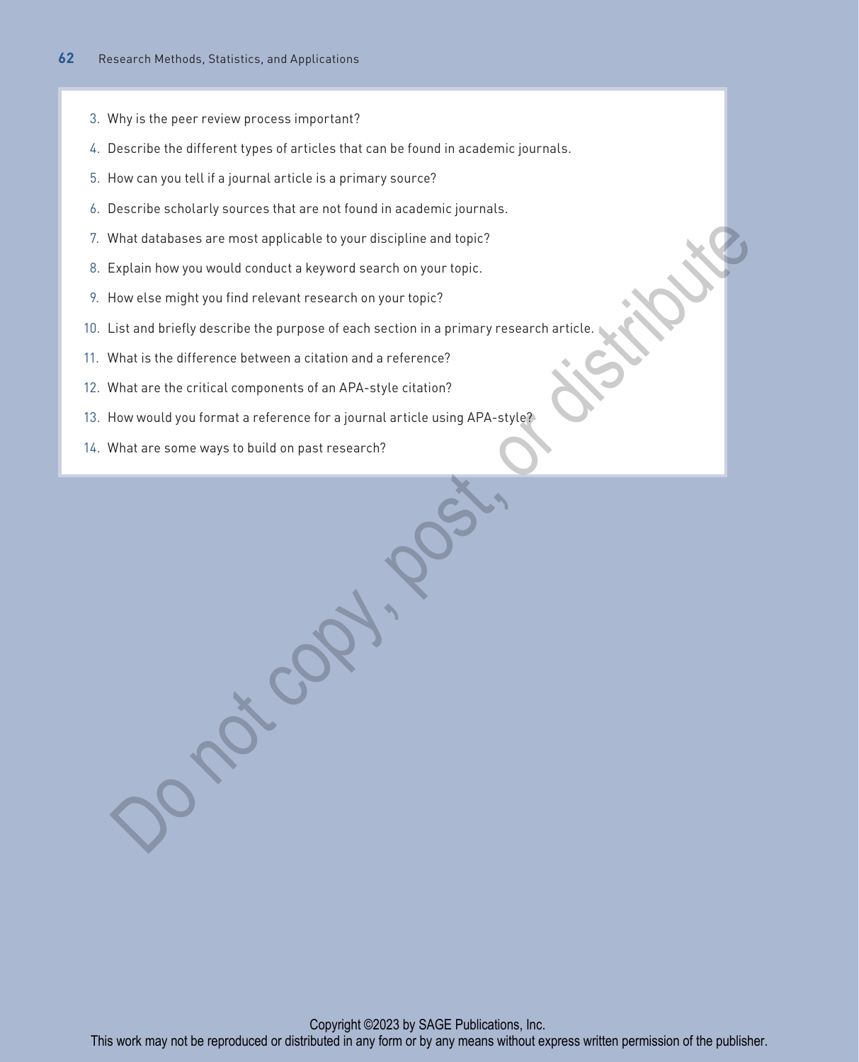3. Why is the peer review process important?
4. Describe the different types of articles that can be found in academic journals.
5. How can you tell if a journal article is a primary source?
6. Describe scholarly sources that are not found in academic journals.
7. What databases are most applicable to your discipline and topic?
8. Explain how you would conduct a keyword search on your topic.
9. How else might you find relevant research on your topic?
10. List and briefly describe the purpose of each section in a primary research article.
11. What is the difference between a citation and a reference?
12. What are the critical components of an APA-style citation?
13. How would you format a reference for a journal article using APA-style?
14. What are some ways to build on past research?